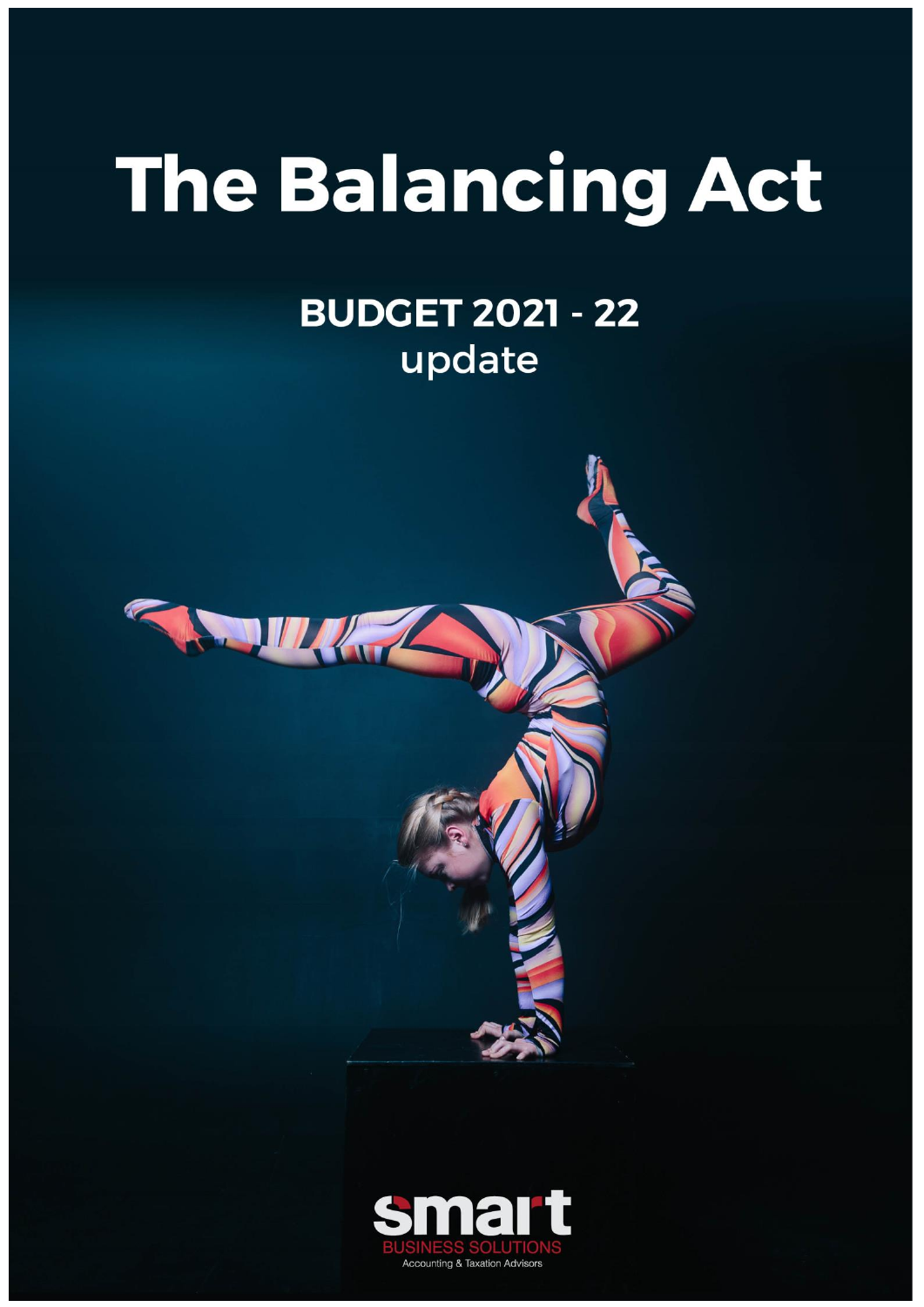# The Balancing Act

## BUDGET 2021 - 22
update

smart
BUSINESS SOLUTIONS
Accounting & Taxation Advisors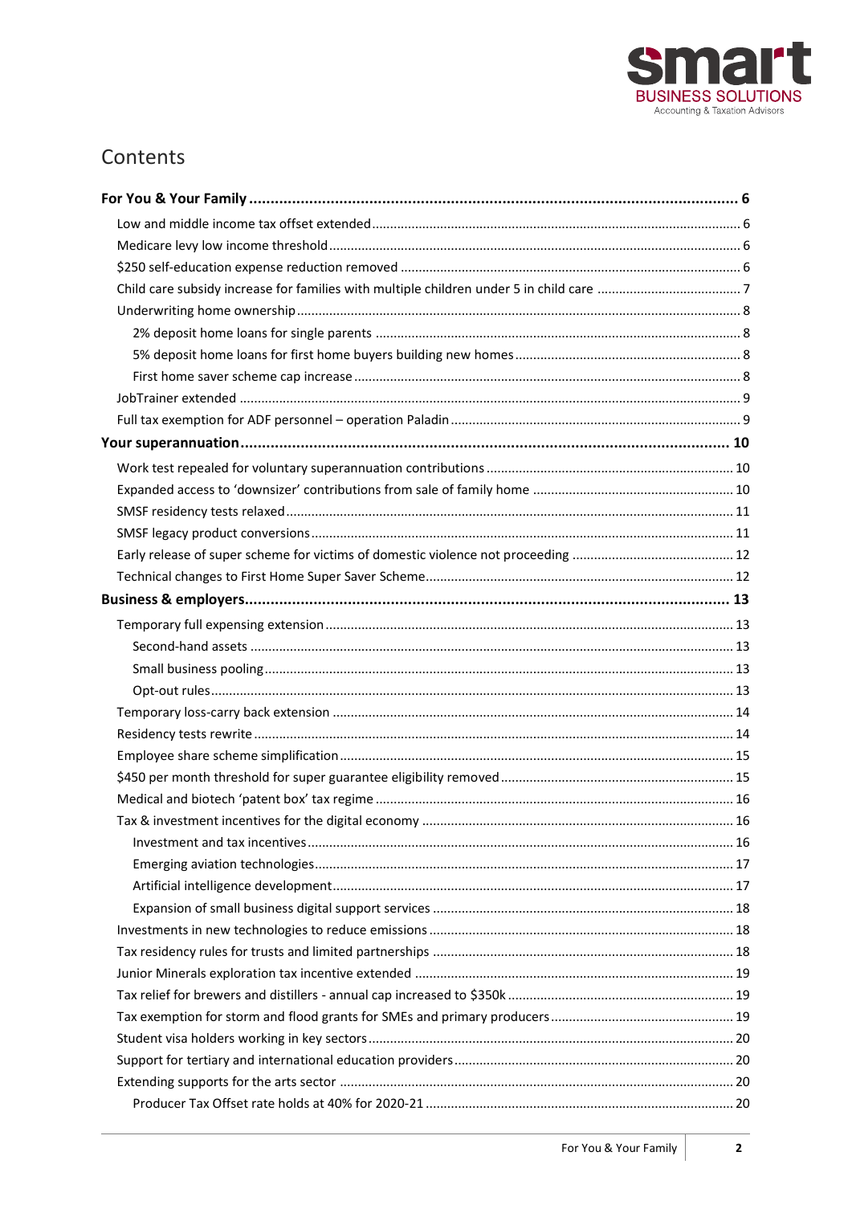# Contents

**For You & Your Family** ........ 6

- Low and middle income tax offset extended ........ 6
- Medicare levy low income threshold ........ 6
- $250 self-education expense reduction removed ........ 6
- Child care subsidy increase for families with multiple children under 5 in child care ........ 7
- Underwriting home ownership ........ 8
  - 2% deposit home loans for single parents ........ 8
  - 5% deposit home loans for first home buyers building new homes ........ 8
  - First home saver scheme cap increase ........ 8
- JobTrainer extended ........ 9
- Full tax exemption for ADF personnel – operation Paladin ........ 9

**Your superannuation** ........ 10

- Work test repealed for voluntary superannuation contributions ........ 10
- Expanded access to 'downsizer' contributions from sale of family home ........ 10
- SMSF residency tests relaxed ........ 11
- SMSF legacy product conversions ........ 11
- Early release of super scheme for victims of domestic violence not proceeding ........ 12
- Technical changes to First Home Super Saver Scheme ........ 12

**Business & employers** ........ 13

- Temporary full expensing extension ........ 13
  - Second-hand assets ........ 13
  - Small business pooling ........ 13
  - Opt-out rules ........ 13
- Temporary loss-carry back extension ........ 14
- Residency tests rewrite ........ 14
- Employee share scheme simplification ........ 15
- $450 per month threshold for super guarantee eligibility removed ........ 15
- Medical and biotech 'patent box' tax regime ........ 16
- Tax & investment incentives for the digital economy ........ 16
  - Investment and tax incentives ........ 16
  - Emerging aviation technologies ........ 17
  - Artificial intelligence development ........ 17
  - Expansion of small business digital support services ........ 18
- Investments in new technologies to reduce emissions ........ 18
- Tax residency rules for trusts and limited partnerships ........ 18
- Junior Minerals exploration tax incentive extended ........ 19
- Tax relief for brewers and distillers - annual cap increased to $350k ........ 19
- Tax exemption for storm and flood grants for SMEs and primary producers ........ 19
- Student visa holders working in key sectors ........ 20
- Support for tertiary and international education providers ........ 20
- Extending supports for the arts sector ........ 20
  - Producer Tax Offset rate holds at 40% for 2020-21 ........ 20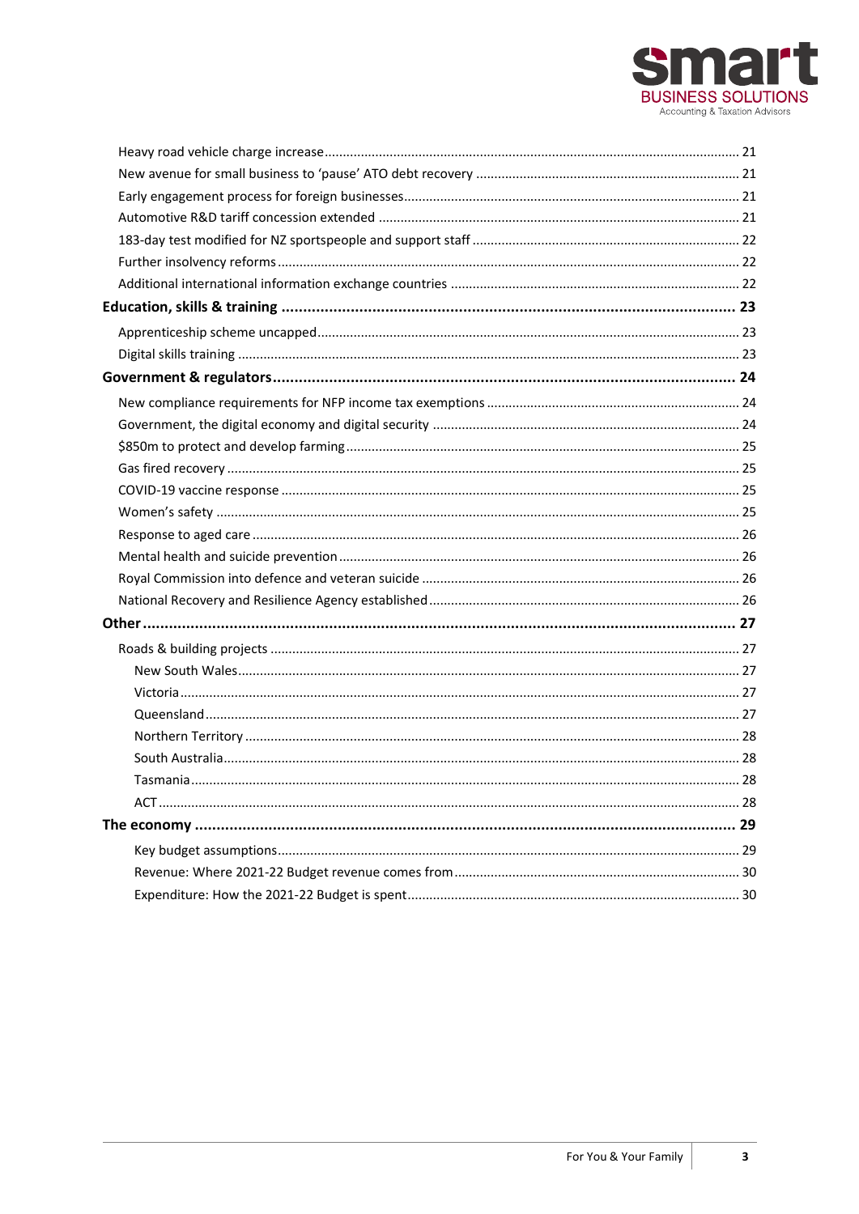Heavy road vehicle charge increase .... 21
New avenue for small business to 'pause' ATO debt recovery .... 21
Early engagement process for foreign businesses .... 21
Automotive R&D tariff concession extended .... 21
183-day test modified for NZ sportspeople and support staff .... 22
Further insolvency reforms .... 22
Additional international information exchange countries .... 22

**Education, skills & training .... 23**

Apprenticeship scheme uncapped .... 23
Digital skills training .... 23

**Government & regulators .... 24**

New compliance requirements for NFP income tax exemptions .... 24
Government, the digital economy and digital security .... 24
$850m to protect and develop farming .... 25
Gas fired recovery .... 25
COVID-19 vaccine response .... 25
Women's safety .... 25
Response to aged care .... 26
Mental health and suicide prevention .... 26
Royal Commission into defence and veteran suicide .... 26
National Recovery and Resilience Agency established .... 26

**Other .... 27**

Roads & building projects .... 27
- New South Wales .... 27
- Victoria .... 27
- Queensland .... 27
- Northern Territory .... 28
- South Australia .... 28
- Tasmania .... 28
- ACT .... 28

**The economy .... 29**

- Key budget assumptions .... 29
- Revenue: Where 2021-22 Budget revenue comes from .... 30
- Expenditure: How the 2021-22 Budget is spent .... 30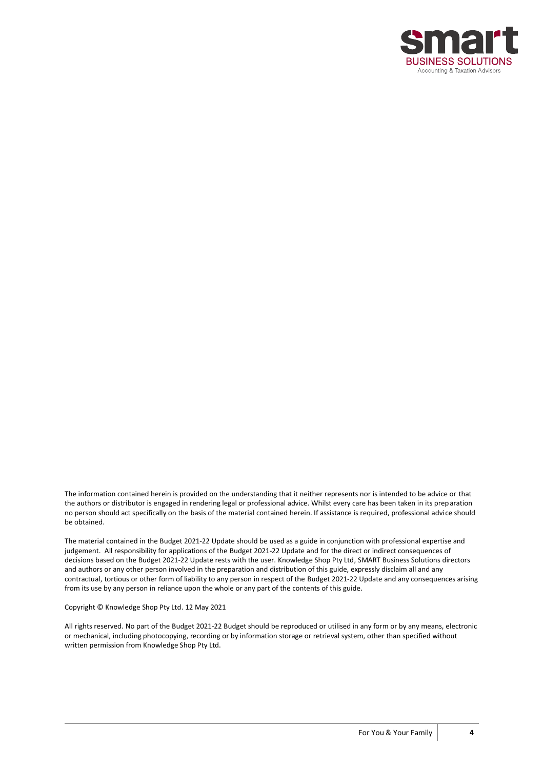The information contained herein is provided on the understanding that it neither represents nor is intended to be advice or that the authors or distributor is engaged in rendering legal or professional advice. Whilst every care has been taken in its preparation no person should act specifically on the basis of the material contained herein. If assistance is required, professional advice should be obtained.

The material contained in the Budget 2021-22 Update should be used as a guide in conjunction with professional expertise and judgement. All responsibility for applications of the Budget 2021-22 Update and for the direct or indirect consequences of decisions based on the Budget 2021-22 Update rests with the user. Knowledge Shop Pty Ltd, SMART Business Solutions directors and authors or any other person involved in the preparation and distribution of this guide, expressly disclaim all and any contractual, tortious or other form of liability to any person in respect of the Budget 2021-22 Update and any consequences arising from its use by any person in reliance upon the whole or any part of the contents of this guide.

Copyright © Knowledge Shop Pty Ltd. 12 May 2021

All rights reserved. No part of the Budget 2021-22 Budget should be reproduced or utilised in any form or by any means, electronic or mechanical, including photocopying, recording or by information storage or retrieval system, other than specified without written permission from Knowledge Shop Pty Ltd.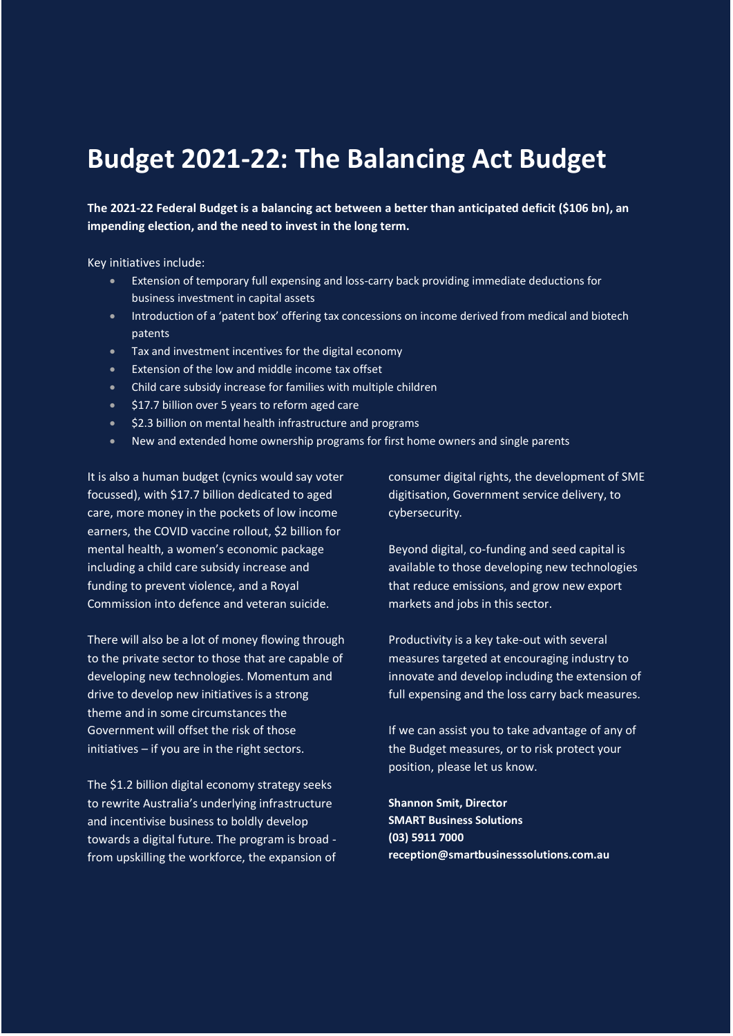# Budget 2021-22: The Balancing Act Budget

**The 2021-22 Federal Budget is a balancing act between a better than anticipated deficit ($106 bn), an impending election, and the need to invest in the long term.**

Key initiatives include:

- Extension of temporary full expensing and loss-carry back providing immediate deductions for business investment in capital assets
- Introduction of a 'patent box' offering tax concessions on income derived from medical and biotech patents
- Tax and investment incentives for the digital economy
- Extension of the low and middle income tax offset
- Child care subsidy increase for families with multiple children
- $17.7 billion over 5 years to reform aged care
- $2.3 billion on mental health infrastructure and programs
- New and extended home ownership programs for first home owners and single parents

It is also a human budget (cynics would say voter focussed), with $17.7 billion dedicated to aged care, more money in the pockets of low income earners, the COVID vaccine rollout, $2 billion for mental health, a women's economic package including a child care subsidy increase and funding to prevent violence, and a Royal Commission into defence and veteran suicide.

There will also be a lot of money flowing through to the private sector to those that are capable of developing new technologies. Momentum and drive to develop new initiatives is a strong theme and in some circumstances the Government will offset the risk of those initiatives – if you are in the right sectors.

The $1.2 billion digital economy strategy seeks to rewrite Australia's underlying infrastructure and incentivise business to boldly develop towards a digital future. The program is broad - from upskilling the workforce, the expansion of consumer digital rights, the development of SME digitisation, Government service delivery, to cybersecurity.

Beyond digital, co-funding and seed capital is available to those developing new technologies that reduce emissions, and grow new export markets and jobs in this sector.

Productivity is a key take-out with several measures targeted at encouraging industry to innovate and develop including the extension of full expensing and the loss carry back measures.

If we can assist you to take advantage of any of the Budget measures, or to risk protect your position, please let us know.

**Shannon Smit, Director**
**SMART Business Solutions**
**(03) 5911 7000**
**reception@smartbusinesssolutions.com.au**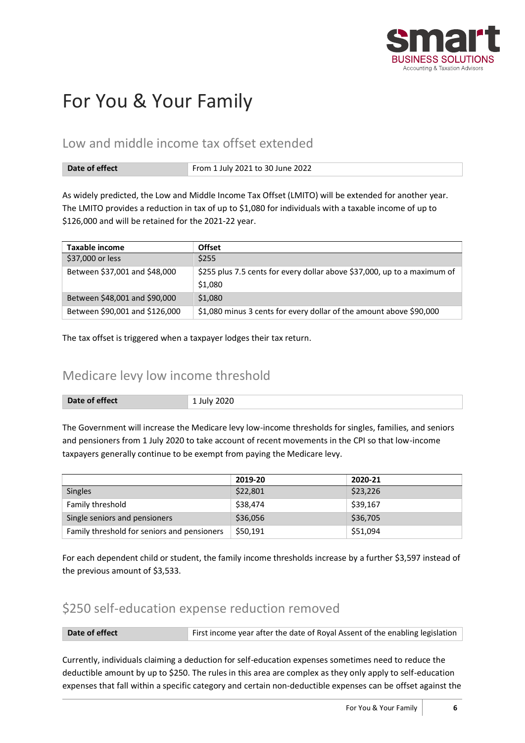# For You & Your Family

## Low and middle income tax offset extended

| Date of effect | From 1 July 2021 to 30 June 2022 |
|---|---|

As widely predicted, the Low and Middle Income Tax Offset (LMITO) will be extended for another year. The LMITO provides a reduction in tax of up to $1,080 for individuals with a taxable income of up to $126,000 and will be retained for the 2021-22 year.

| Taxable income | Offset |
|---|---|
| $37,000 or less | $255 |
| Between $37,001 and $48,000 | $255 plus 7.5 cents for every dollar above $37,000, up to a maximum of $1,080 |
| Between $48,001 and $90,000 | $1,080 |
| Between $90,001 and $126,000 | $1,080 minus 3 cents for every dollar of the amount above $90,000 |

The tax offset is triggered when a taxpayer lodges their tax return.

## Medicare levy low income threshold

| Date of effect | 1 July 2020 |
|---|---|

The Government will increase the Medicare levy low-income thresholds for singles, families, and seniors and pensioners from 1 July 2020 to take account of recent movements in the CPI so that low-income taxpayers generally continue to be exempt from paying the Medicare levy.

| | 2019-20 | 2020-21 |
|---|---|---|
| Singles | $22,801 | $23,226 |
| Family threshold | $38,474 | $39,167 |
| Single seniors and pensioners | $36,056 | $36,705 |
| Family threshold for seniors and pensioners | $50,191 | $51,094 |

For each dependent child or student, the family income thresholds increase by a further $3,597 instead of the previous amount of $3,533.

## $250 self-education expense reduction removed

| Date of effect | First income year after the date of Royal Assent of the enabling legislation |
|---|---|

Currently, individuals claiming a deduction for self-education expenses sometimes need to reduce the deductible amount by up to $250. The rules in this area are complex as they only apply to self-education expenses that fall within a specific category and certain non-deductible expenses can be offset against the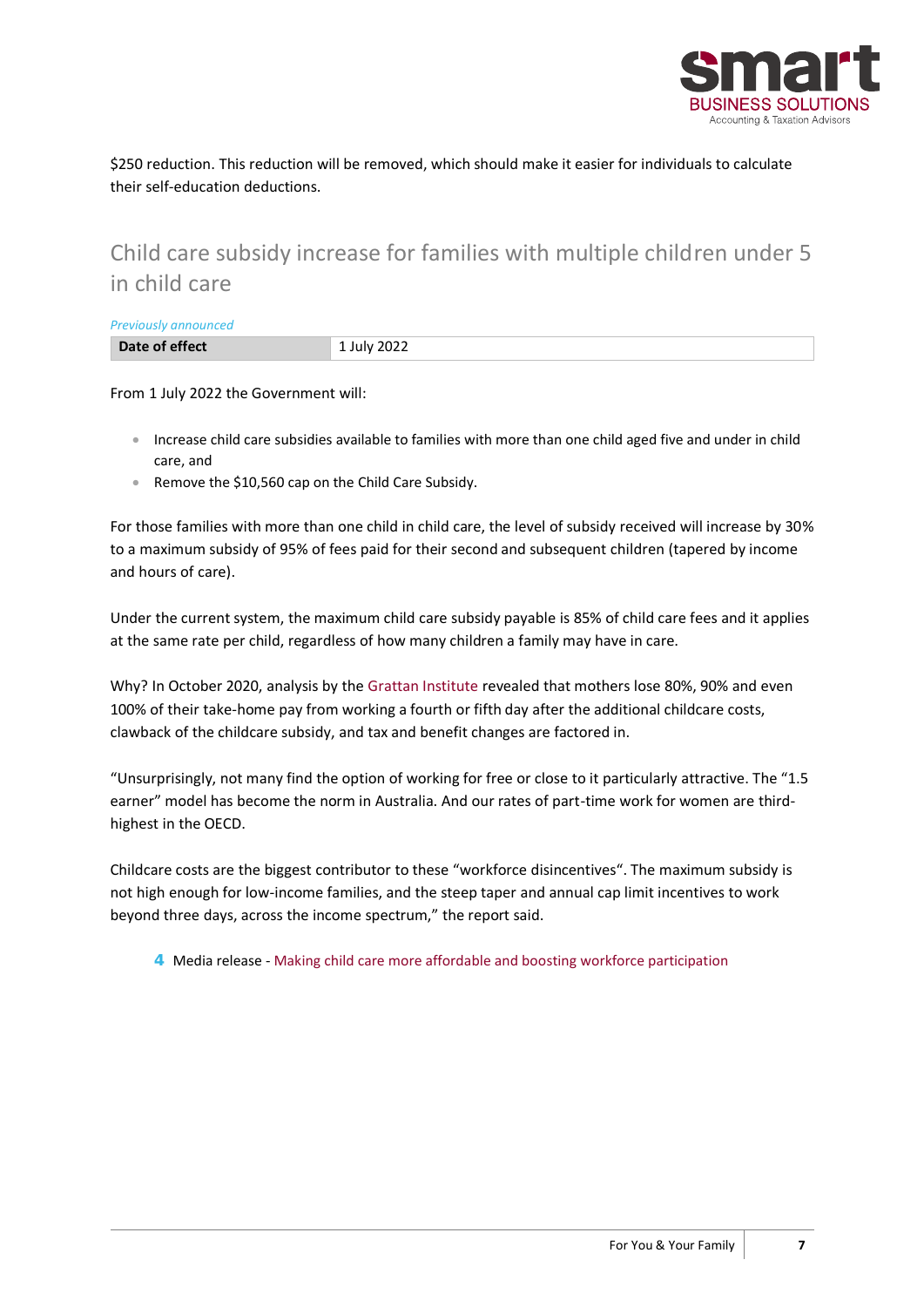$250 reduction. This reduction will be removed, which should make it easier for individuals to calculate their self-education deductions.

## Child care subsidy increase for families with multiple children under 5 in child care

*Previously announced*

| Date of effect | 1 July 2022 |
| --- | --- |

From 1 July 2022 the Government will:

- Increase child care subsidies available to families with more than one child aged five and under in child care, and
- Remove the $10,560 cap on the Child Care Subsidy.

For those families with more than one child in child care, the level of subsidy received will increase by 30% to a maximum subsidy of 95% of fees paid for their second and subsequent children (tapered by income and hours of care).

Under the current system, the maximum child care subsidy payable is 85% of child care fees and it applies at the same rate per child, regardless of how many children a family may have in care.

Why? In October 2020, analysis by the Grattan Institute revealed that mothers lose 80%, 90% and even 100% of their take-home pay from working a fourth or fifth day after the additional childcare costs, clawback of the childcare subsidy, and tax and benefit changes are factored in.

"Unsurprisingly, not many find the option of working for free or close to it particularly attractive. The "1.5 earner" model has become the norm in Australia. And our rates of part-time work for women are third-highest in the OECD.

Childcare costs are the biggest contributor to these "workforce disincentives". The maximum subsidy is not high enough for low-income families, and the steep taper and annual cap limit incentives to work beyond three days, across the income spectrum," the report said.

4 Media release - Making child care more affordable and boosting workforce participation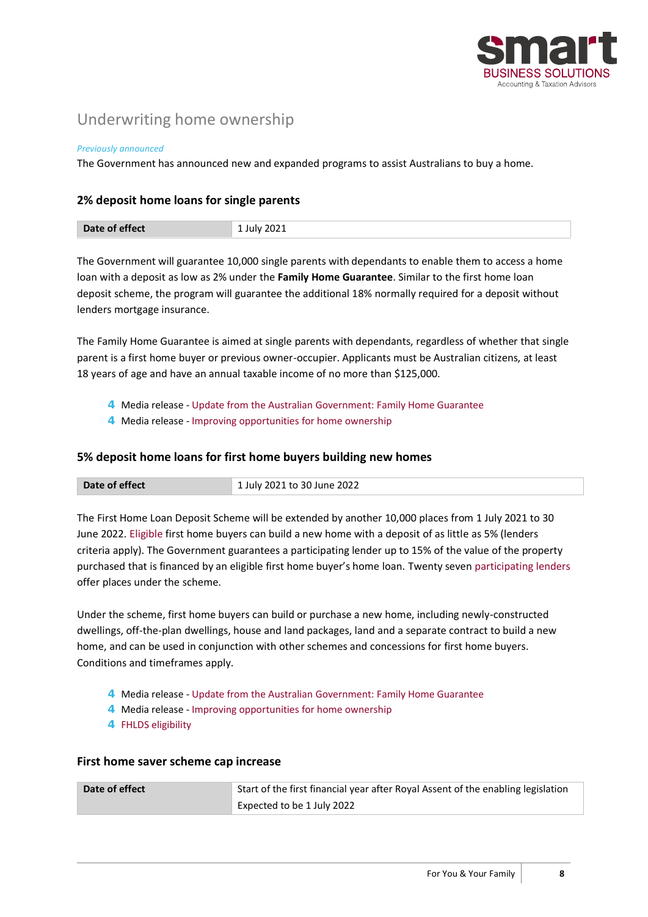## Underwriting home ownership

*Previously announced*

The Government has announced new and expanded programs to assist Australians to buy a home.

### 2% deposit home loans for single parents

| Date of effect | 1 July 2021 |
| --- | --- |

The Government will guarantee 10,000 single parents with dependants to enable them to access a home loan with a deposit as low as 2% under the **Family Home Guarantee**. Similar to the first home loan deposit scheme, the program will guarantee the additional 18% normally required for a deposit without lenders mortgage insurance.

The Family Home Guarantee is aimed at single parents with dependants, regardless of whether that single parent is a first home buyer or previous owner-occupier. Applicants must be Australian citizens, at least 18 years of age and have an annual taxable income of no more than $125,000.

- Media release - Update from the Australian Government: Family Home Guarantee
- Media release - Improving opportunities for home ownership

### 5% deposit home loans for first home buyers building new homes

| Date of effect | 1 July 2021 to 30 June 2022 |
| --- | --- |

The First Home Loan Deposit Scheme will be extended by another 10,000 places from 1 July 2021 to 30 June 2022. Eligible first home buyers can build a new home with a deposit of as little as 5% (lenders criteria apply). The Government guarantees a participating lender up to 15% of the value of the property purchased that is financed by an eligible first home buyer's home loan. Twenty seven participating lenders offer places under the scheme.

Under the scheme, first home buyers can build or purchase a new home, including newly-constructed dwellings, off-the-plan dwellings, house and land packages, land and a separate contract to build a new home, and can be used in conjunction with other schemes and concessions for first home buyers. Conditions and timeframes apply.

- Media release - Update from the Australian Government: Family Home Guarantee
- Media release - Improving opportunities for home ownership
- FHLDS eligibility

### First home saver scheme cap increase

| Date of effect | Start of the first financial year after Royal Assent of the enabling legislation<br>Expected to be 1 July 2022 |
| --- | --- |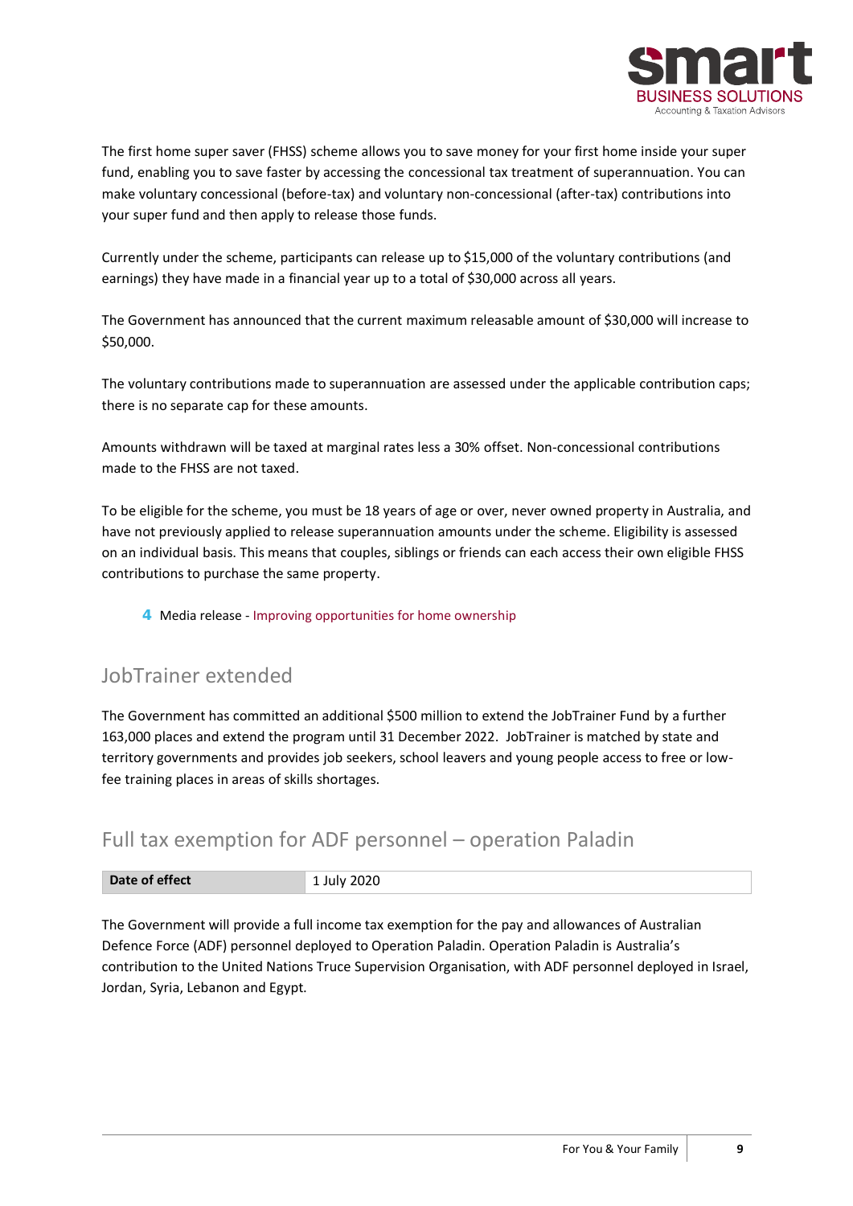The first home super saver (FHSS) scheme allows you to save money for your first home inside your super fund, enabling you to save faster by accessing the concessional tax treatment of superannuation. You can make voluntary concessional (before-tax) and voluntary non-concessional (after-tax) contributions into your super fund and then apply to release those funds.

Currently under the scheme, participants can release up to $15,000 of the voluntary contributions (and earnings) they have made in a financial year up to a total of $30,000 across all years.

The Government has announced that the current maximum releasable amount of $30,000 will increase to $50,000.

The voluntary contributions made to superannuation are assessed under the applicable contribution caps; there is no separate cap for these amounts.

Amounts withdrawn will be taxed at marginal rates less a 30% offset. Non-concessional contributions made to the FHSS are not taxed.

To be eligible for the scheme, you must be 18 years of age or over, never owned property in Australia, and have not previously applied to release superannuation amounts under the scheme. Eligibility is assessed on an individual basis. This means that couples, siblings or friends can each access their own eligible FHSS contributions to purchase the same property.

- Media release - Improving opportunities for home ownership

## JobTrainer extended

The Government has committed an additional $500 million to extend the JobTrainer Fund by a further 163,000 places and extend the program until 31 December 2022. JobTrainer is matched by state and territory governments and provides job seekers, school leavers and young people access to free or low-fee training places in areas of skills shortages.

## Full tax exemption for ADF personnel – operation Paladin

| **Date of effect** | 1 July 2020 |
|---|---|

The Government will provide a full income tax exemption for the pay and allowances of Australian Defence Force (ADF) personnel deployed to Operation Paladin. Operation Paladin is Australia's contribution to the United Nations Truce Supervision Organisation, with ADF personnel deployed in Israel, Jordan, Syria, Lebanon and Egypt.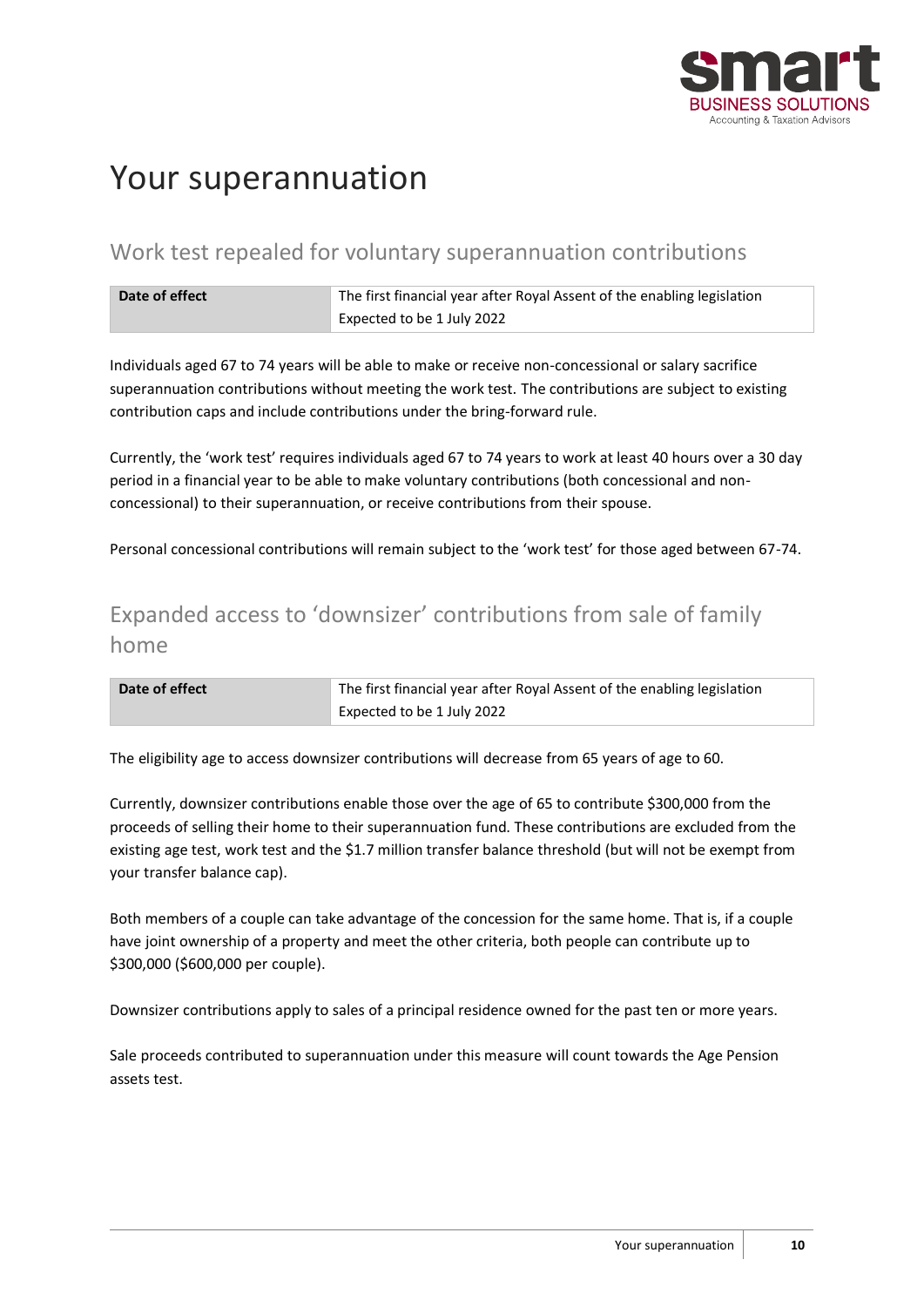# Your superannuation

## Work test repealed for voluntary superannuation contributions

| **Date of effect** | The first financial year after Royal Assent of the enabling legislation<br>Expected to be 1 July 2022 |
|---|---|

Individuals aged 67 to 74 years will be able to make or receive non-concessional or salary sacrifice superannuation contributions without meeting the work test. The contributions are subject to existing contribution caps and include contributions under the bring-forward rule.

Currently, the 'work test' requires individuals aged 67 to 74 years to work at least 40 hours over a 30 day period in a financial year to be able to make voluntary contributions (both concessional and non-concessional) to their superannuation, or receive contributions from their spouse.

Personal concessional contributions will remain subject to the 'work test' for those aged between 67-74.

## Expanded access to 'downsizer' contributions from sale of family home

| **Date of effect** | The first financial year after Royal Assent of the enabling legislation<br>Expected to be 1 July 2022 |
|---|---|

The eligibility age to access downsizer contributions will decrease from 65 years of age to 60.

Currently, downsizer contributions enable those over the age of 65 to contribute $300,000 from the proceeds of selling their home to their superannuation fund. These contributions are excluded from the existing age test, work test and the $1.7 million transfer balance threshold (but will not be exempt from your transfer balance cap).

Both members of a couple can take advantage of the concession for the same home. That is, if a couple have joint ownership of a property and meet the other criteria, both people can contribute up to $300,000 ($600,000 per couple).

Downsizer contributions apply to sales of a principal residence owned for the past ten or more years.

Sale proceeds contributed to superannuation under this measure will count towards the Age Pension assets test.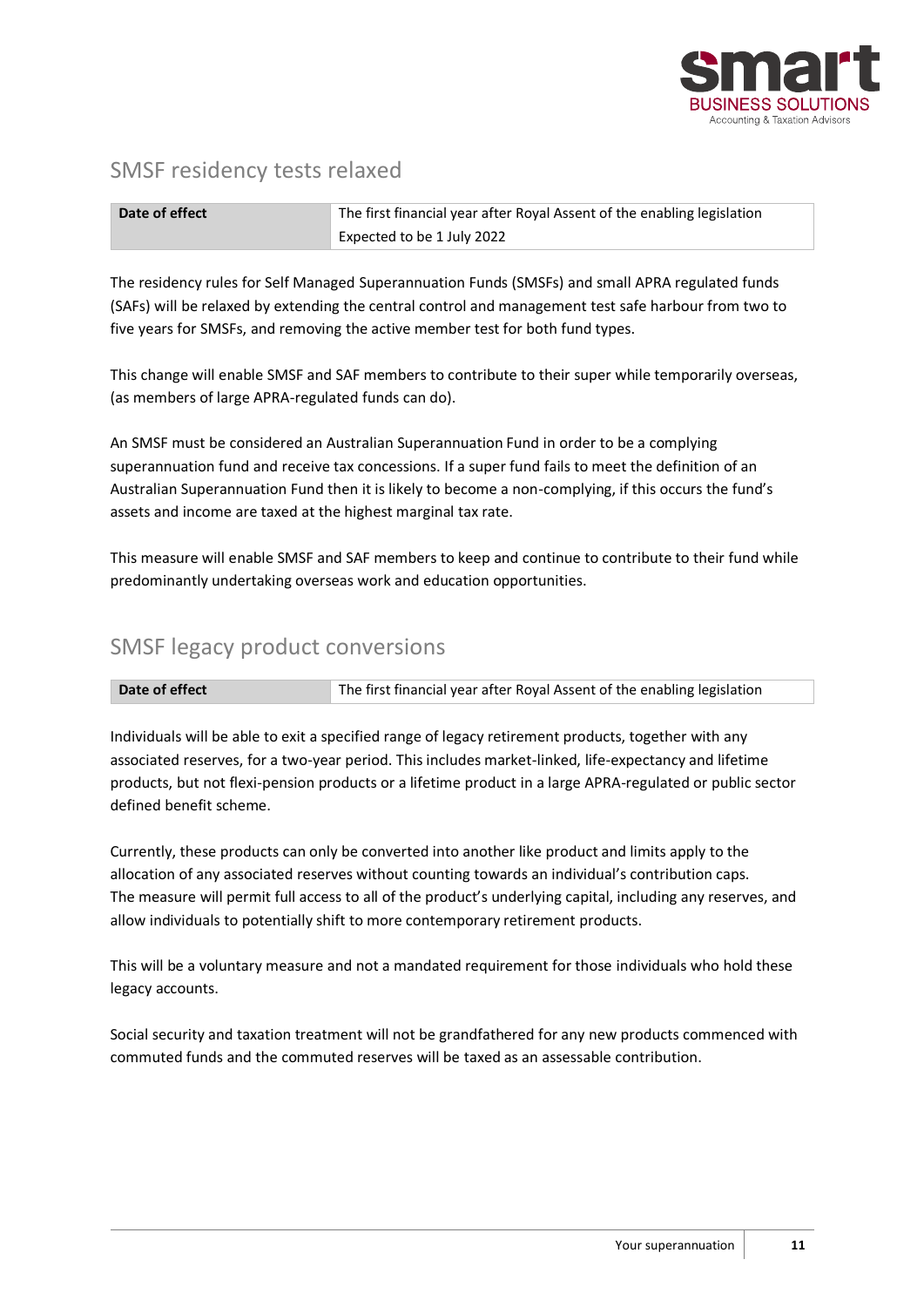## SMSF residency tests relaxed

| Date of effect | The first financial year after Royal Assent of the enabling legislation<br>Expected to be 1 July 2022 |
|---|---|

The residency rules for Self Managed Superannuation Funds (SMSFs) and small APRA regulated funds (SAFs) will be relaxed by extending the central control and management test safe harbour from two to five years for SMSFs, and removing the active member test for both fund types.

This change will enable SMSF and SAF members to contribute to their super while temporarily overseas, (as members of large APRA-regulated funds can do).

An SMSF must be considered an Australian Superannuation Fund in order to be a complying superannuation fund and receive tax concessions. If a super fund fails to meet the definition of an Australian Superannuation Fund then it is likely to become a non-complying, if this occurs the fund's assets and income are taxed at the highest marginal tax rate.

This measure will enable SMSF and SAF members to keep and continue to contribute to their fund while predominantly undertaking overseas work and education opportunities.

## SMSF legacy product conversions

| Date of effect | The first financial year after Royal Assent of the enabling legislation |
|---|---|

Individuals will be able to exit a specified range of legacy retirement products, together with any associated reserves, for a two-year period. This includes market-linked, life-expectancy and lifetime products, but not flexi-pension products or a lifetime product in a large APRA-regulated or public sector defined benefit scheme.

Currently, these products can only be converted into another like product and limits apply to the allocation of any associated reserves without counting towards an individual's contribution caps. The measure will permit full access to all of the product's underlying capital, including any reserves, and allow individuals to potentially shift to more contemporary retirement products.

This will be a voluntary measure and not a mandated requirement for those individuals who hold these legacy accounts.

Social security and taxation treatment will not be grandfathered for any new products commenced with commuted funds and the commuted reserves will be taxed as an assessable contribution.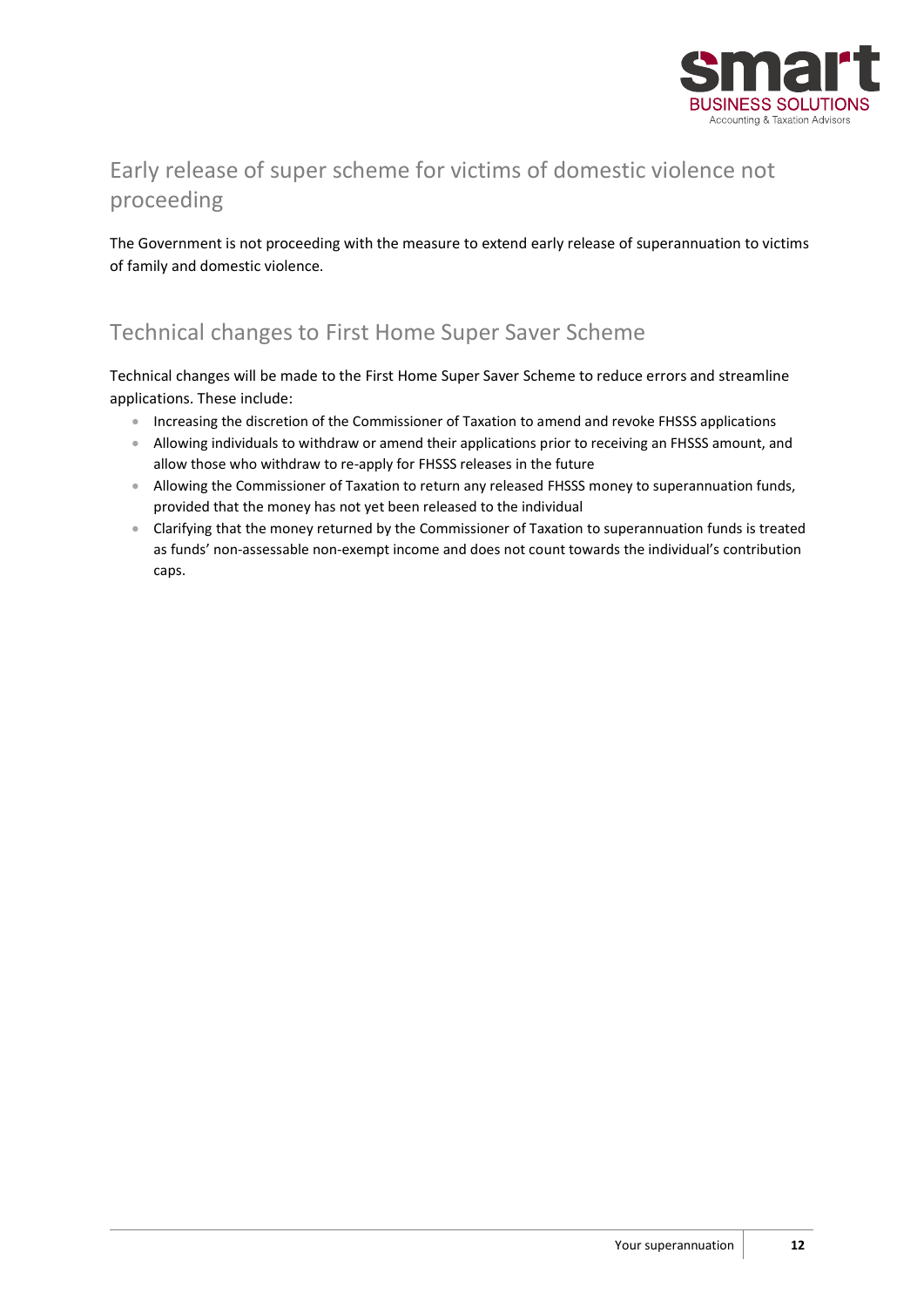## Early release of super scheme for victims of domestic violence not proceeding

The Government is not proceeding with the measure to extend early release of superannuation to victims of family and domestic violence.

## Technical changes to First Home Super Saver Scheme

Technical changes will be made to the First Home Super Saver Scheme to reduce errors and streamline applications. These include:

- Increasing the discretion of the Commissioner of Taxation to amend and revoke FHSSS applications
- Allowing individuals to withdraw or amend their applications prior to receiving an FHSSS amount, and allow those who withdraw to re-apply for FHSSS releases in the future
- Allowing the Commissioner of Taxation to return any released FHSSS money to superannuation funds, provided that the money has not yet been released to the individual
- Clarifying that the money returned by the Commissioner of Taxation to superannuation funds is treated as funds' non-assessable non-exempt income and does not count towards the individual's contribution caps.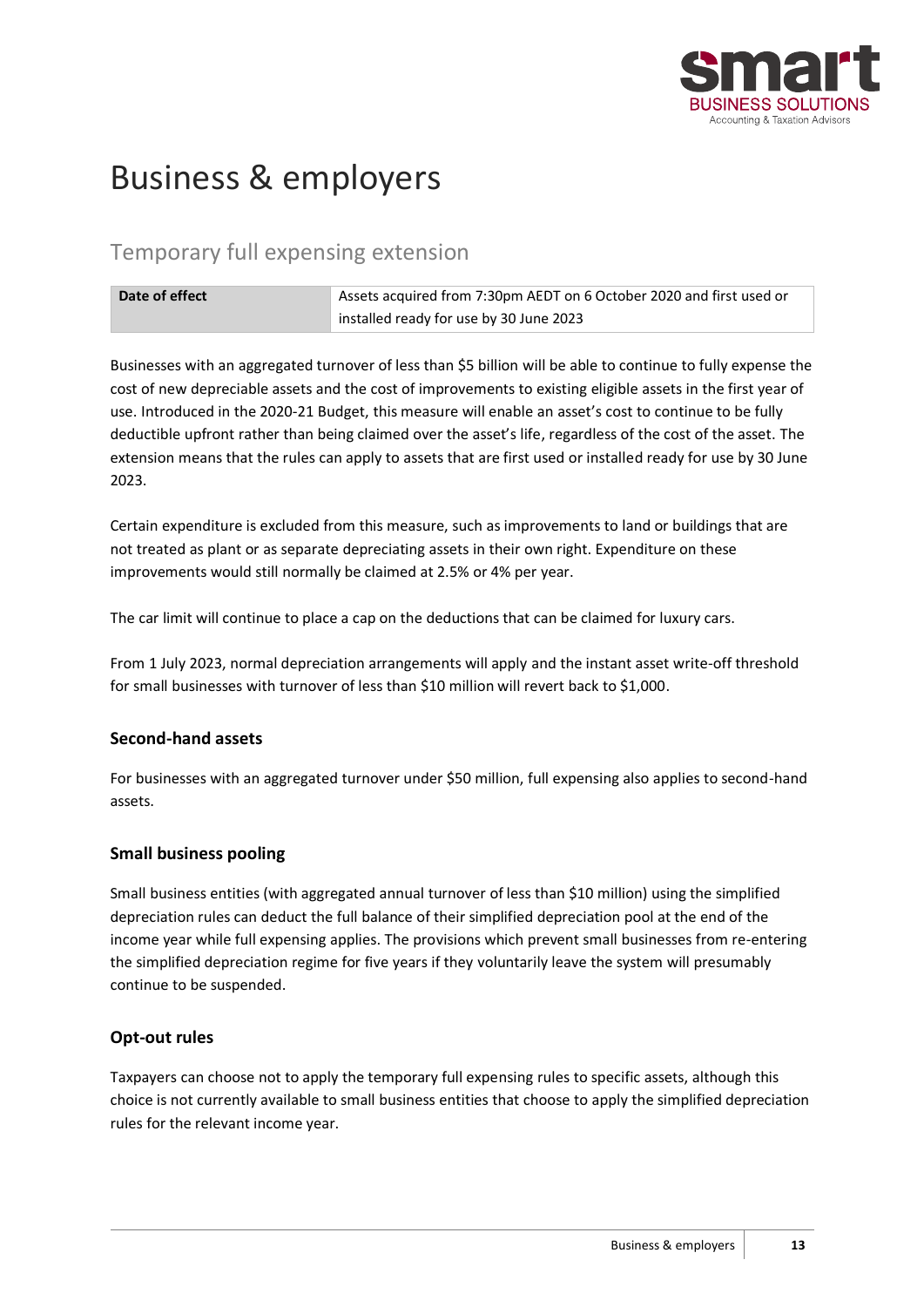# Business & employers

## Temporary full expensing extension

| Date of effect | Assets acquired from 7:30pm AEDT on 6 October 2020 and first used or installed ready for use by 30 June 2023 |
|---|---|

Businesses with an aggregated turnover of less than $5 billion will be able to continue to fully expense the cost of new depreciable assets and the cost of improvements to existing eligible assets in the first year of use. Introduced in the 2020-21 Budget, this measure will enable an asset's cost to continue to be fully deductible upfront rather than being claimed over the asset's life, regardless of the cost of the asset. The extension means that the rules can apply to assets that are first used or installed ready for use by 30 June 2023.

Certain expenditure is excluded from this measure, such as improvements to land or buildings that are not treated as plant or as separate depreciating assets in their own right. Expenditure on these improvements would still normally be claimed at 2.5% or 4% per year.

The car limit will continue to place a cap on the deductions that can be claimed for luxury cars.

From 1 July 2023, normal depreciation arrangements will apply and the instant asset write-off threshold for small businesses with turnover of less than $10 million will revert back to $1,000.

### Second-hand assets

For businesses with an aggregated turnover under $50 million, full expensing also applies to second-hand assets.

### Small business pooling

Small business entities (with aggregated annual turnover of less than $10 million) using the simplified depreciation rules can deduct the full balance of their simplified depreciation pool at the end of the income year while full expensing applies. The provisions which prevent small businesses from re-entering the simplified depreciation regime for five years if they voluntarily leave the system will presumably continue to be suspended.

### Opt-out rules

Taxpayers can choose not to apply the temporary full expensing rules to specific assets, although this choice is not currently available to small business entities that choose to apply the simplified depreciation rules for the relevant income year.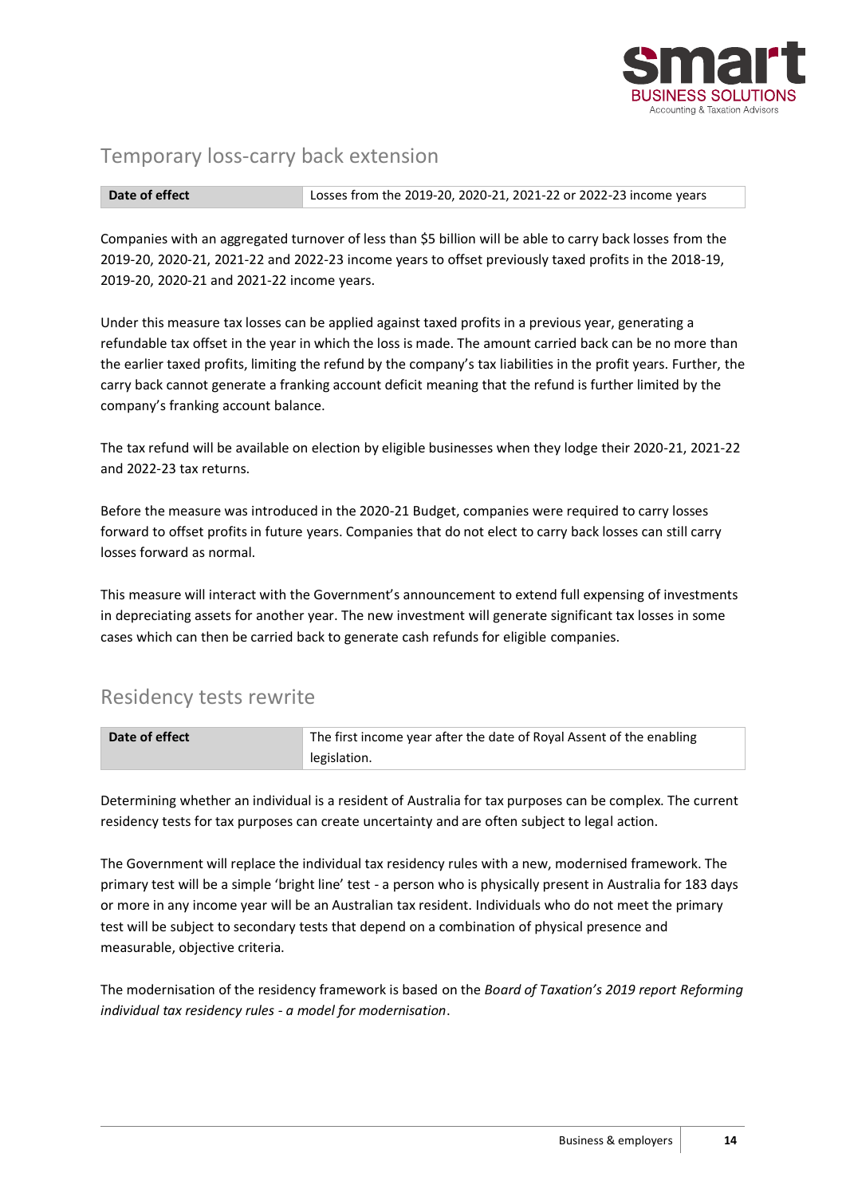## Temporary loss-carry back extension

| Date of effect | Losses from the 2019-20, 2020-21, 2021-22 or 2022-23 income years |
|---|---|

Companies with an aggregated turnover of less than $5 billion will be able to carry back losses from the 2019-20, 2020-21, 2021-22 and 2022-23 income years to offset previously taxed profits in the 2018-19, 2019-20, 2020-21 and 2021-22 income years.

Under this measure tax losses can be applied against taxed profits in a previous year, generating a refundable tax offset in the year in which the loss is made. The amount carried back can be no more than the earlier taxed profits, limiting the refund by the company's tax liabilities in the profit years. Further, the carry back cannot generate a franking account deficit meaning that the refund is further limited by the company's franking account balance.

The tax refund will be available on election by eligible businesses when they lodge their 2020-21, 2021-22 and 2022-23 tax returns.

Before the measure was introduced in the 2020-21 Budget, companies were required to carry losses forward to offset profits in future years. Companies that do not elect to carry back losses can still carry losses forward as normal.

This measure will interact with the Government's announcement to extend full expensing of investments in depreciating assets for another year. The new investment will generate significant tax losses in some cases which can then be carried back to generate cash refunds for eligible companies.

## Residency tests rewrite

| Date of effect | The first income year after the date of Royal Assent of the enabling legislation. |
|---|---|

Determining whether an individual is a resident of Australia for tax purposes can be complex. The current residency tests for tax purposes can create uncertainty and are often subject to legal action.

The Government will replace the individual tax residency rules with a new, modernised framework. The primary test will be a simple 'bright line' test - a person who is physically present in Australia for 183 days or more in any income year will be an Australian tax resident. Individuals who do not meet the primary test will be subject to secondary tests that depend on a combination of physical presence and measurable, objective criteria.

The modernisation of the residency framework is based on the *Board of Taxation's 2019 report Reforming individual tax residency rules - a model for modernisation*.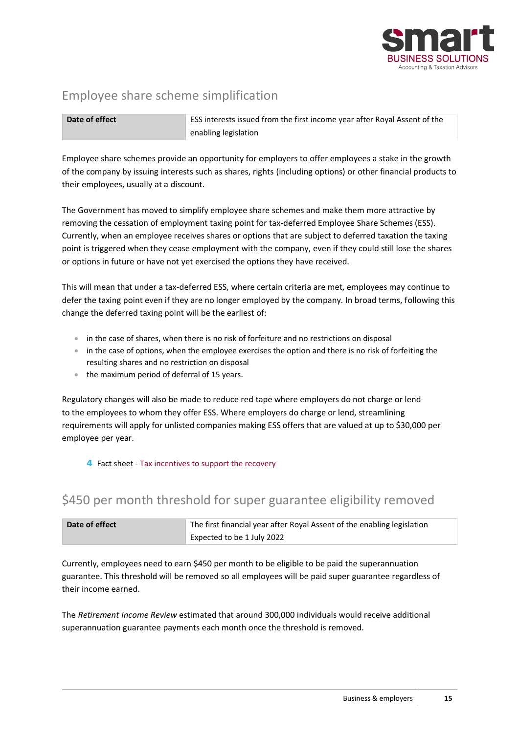## Employee share scheme simplification

| Date of effect | ESS interests issued from the first income year after Royal Assent of the enabling legislation |
|---|---|

Employee share schemes provide an opportunity for employers to offer employees a stake in the growth of the company by issuing interests such as shares, rights (including options) or other financial products to their employees, usually at a discount.

The Government has moved to simplify employee share schemes and make them more attractive by removing the cessation of employment taxing point for tax-deferred Employee Share Schemes (ESS). Currently, when an employee receives shares or options that are subject to deferred taxation the taxing point is triggered when they cease employment with the company, even if they could still lose the shares or options in future or have not yet exercised the options they have received.

This will mean that under a tax-deferred ESS, where certain criteria are met, employees may continue to defer the taxing point even if they are no longer employed by the company. In broad terms, following this change the deferred taxing point will be the earliest of:

- in the case of shares, when there is no risk of forfeiture and no restrictions on disposal
- in the case of options, when the employee exercises the option and there is no risk of forfeiting the resulting shares and no restriction on disposal
- the maximum period of deferral of 15 years.

Regulatory changes will also be made to reduce red tape where employers do not charge or lend to the employees to whom they offer ESS. Where employers do charge or lend, streamlining requirements will apply for unlisted companies making ESS offers that are valued at up to $30,000 per employee per year.

4 Fact sheet - Tax incentives to support the recovery

## $450 per month threshold for super guarantee eligibility removed

| Date of effect | The first financial year after Royal Assent of the enabling legislation<br>Expected to be 1 July 2022 |
|---|---|

Currently, employees need to earn $450 per month to be eligible to be paid the superannuation guarantee. This threshold will be removed so all employees will be paid super guarantee regardless of their income earned.

The *Retirement Income Review* estimated that around 300,000 individuals would receive additional superannuation guarantee payments each month once the threshold is removed.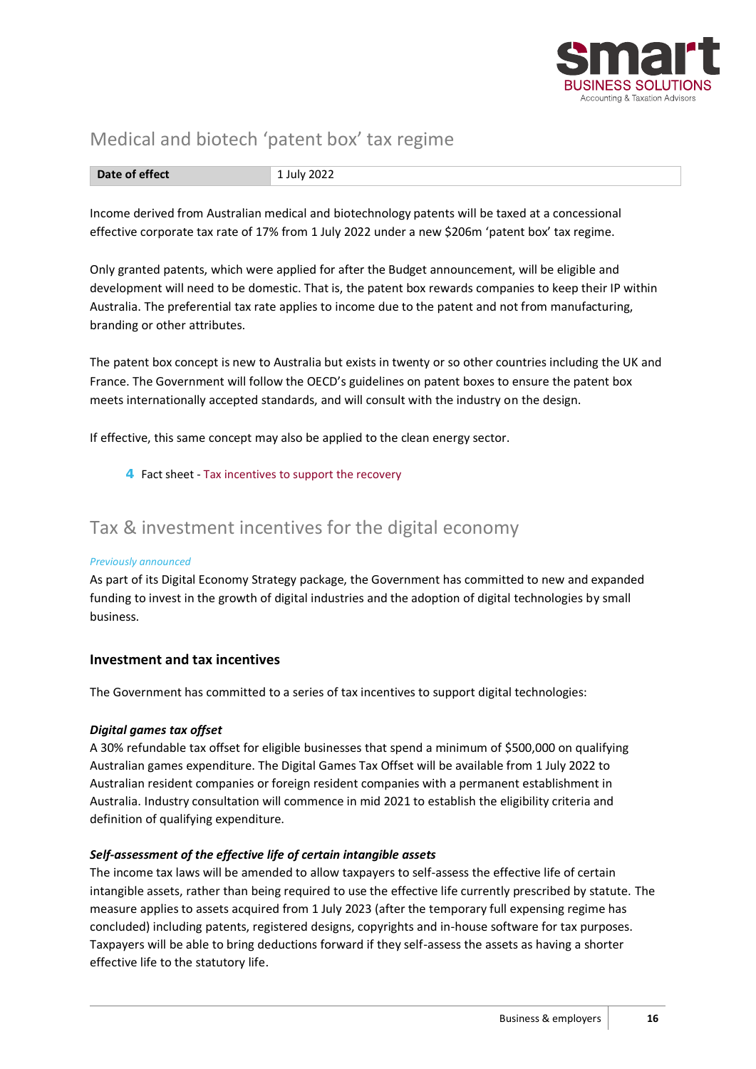## Medical and biotech 'patent box' tax regime

| Date of effect | 1 July 2022 |
|---|---|

Income derived from Australian medical and biotechnology patents will be taxed at a concessional effective corporate tax rate of 17% from 1 July 2022 under a new $206m 'patent box' tax regime.

Only granted patents, which were applied for after the Budget announcement, will be eligible and development will need to be domestic. That is, the patent box rewards companies to keep their IP within Australia. The preferential tax rate applies to income due to the patent and not from manufacturing, branding or other attributes.

The patent box concept is new to Australia but exists in twenty or so other countries including the UK and France. The Government will follow the OECD's guidelines on patent boxes to ensure the patent box meets internationally accepted standards, and will consult with the industry on the design.

If effective, this same concept may also be applied to the clean energy sector.

- Fact sheet - Tax incentives to support the recovery

## Tax & investment incentives for the digital economy

*Previously announced*

As part of its Digital Economy Strategy package, the Government has committed to new and expanded funding to invest in the growth of digital industries and the adoption of digital technologies by small business.

### Investment and tax incentives

The Government has committed to a series of tax incentives to support digital technologies:

***Digital games tax offset***

A 30% refundable tax offset for eligible businesses that spend a minimum of $500,000 on qualifying Australian games expenditure. The Digital Games Tax Offset will be available from 1 July 2022 to Australian resident companies or foreign resident companies with a permanent establishment in Australia. Industry consultation will commence in mid 2021 to establish the eligibility criteria and definition of qualifying expenditure.

***Self-assessment of the effective life of certain intangible assets***

The income tax laws will be amended to allow taxpayers to self-assess the effective life of certain intangible assets, rather than being required to use the effective life currently prescribed by statute. The measure applies to assets acquired from 1 July 2023 (after the temporary full expensing regime has concluded) including patents, registered designs, copyrights and in-house software for tax purposes. Taxpayers will be able to bring deductions forward if they self-assess the assets as having a shorter effective life to the statutory life.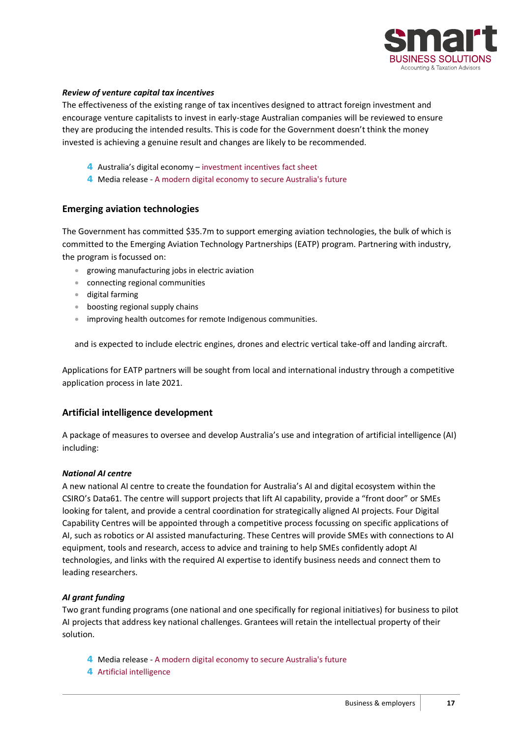***Review of venture capital tax incentives***

The effectiveness of the existing range of tax incentives designed to attract foreign investment and encourage venture capitalists to invest in early-stage Australian companies will be reviewed to ensure they are producing the intended results. This is code for the Government doesn't think the money invested is achieving a genuine result and changes are likely to be recommended.

- Australia's digital economy – investment incentives fact sheet
- Media release - A modern digital economy to secure Australia's future

## Emerging aviation technologies

The Government has committed $35.7m to support emerging aviation technologies, the bulk of which is committed to the Emerging Aviation Technology Partnerships (EATP) program. Partnering with industry, the program is focussed on:

- growing manufacturing jobs in electric aviation
- connecting regional communities
- digital farming
- boosting regional supply chains
- improving health outcomes for remote Indigenous communities.

and is expected to include electric engines, drones and electric vertical take-off and landing aircraft.

Applications for EATP partners will be sought from local and international industry through a competitive application process in late 2021.

## Artificial intelligence development

A package of measures to oversee and develop Australia's use and integration of artificial intelligence (AI) including:

***National AI centre***

A new national AI centre to create the foundation for Australia's AI and digital ecosystem within the CSIRO's Data61. The centre will support projects that lift AI capability, provide a "front door" or SMEs looking for talent, and provide a central coordination for strategically aligned AI projects. Four Digital Capability Centres will be appointed through a competitive process focussing on specific applications of AI, such as robotics or AI assisted manufacturing. These Centres will provide SMEs with connections to AI equipment, tools and research, access to advice and training to help SMEs confidently adopt AI technologies, and links with the required AI expertise to identify business needs and connect them to leading researchers.

***AI grant funding***

Two grant funding programs (one national and one specifically for regional initiatives) for business to pilot AI projects that address key national challenges. Grantees will retain the intellectual property of their solution.

- Media release - A modern digital economy to secure Australia's future
- Artificial intelligence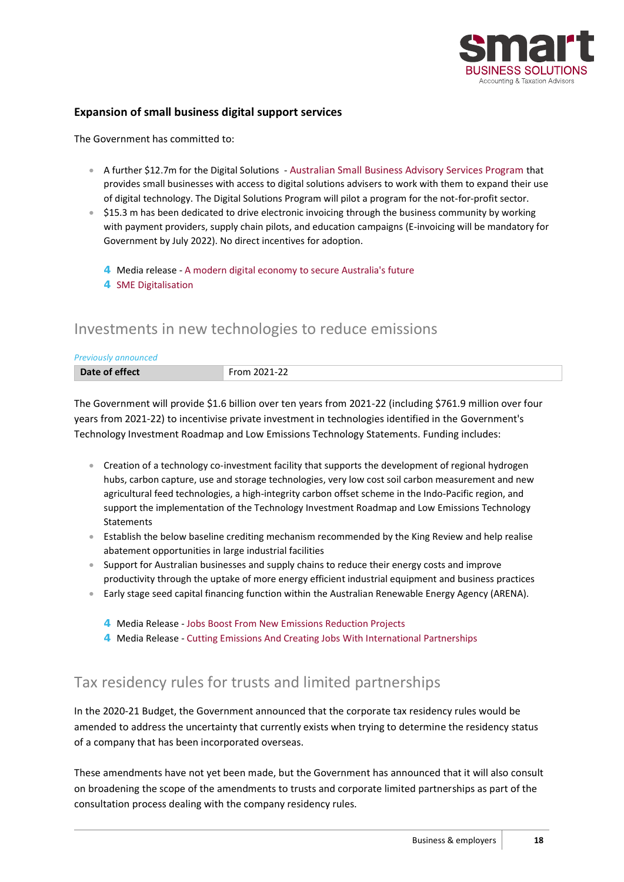### Expansion of small business digital support services

The Government has committed to:

- A further $12.7m for the Digital Solutions - Australian Small Business Advisory Services Program that provides small businesses with access to digital solutions advisers to work with them to expand their use of digital technology. The Digital Solutions Program will pilot a program for the not-for-profit sector.
- $15.3 m has been dedicated to drive electronic invoicing through the business community by working with payment providers, supply chain pilots, and education campaigns (E-invoicing will be mandatory for Government by July 2022). No direct incentives for adoption.

  - Media release - A modern digital economy to secure Australia's future
  - SME Digitalisation

## Investments in new technologies to reduce emissions

*Previously announced*

| Date of effect | From 2021-22 |
| --- | --- |

The Government will provide $1.6 billion over ten years from 2021-22 (including $761.9 million over four years from 2021-22) to incentivise private investment in technologies identified in the Government's Technology Investment Roadmap and Low Emissions Technology Statements. Funding includes:

- Creation of a technology co-investment facility that supports the development of regional hydrogen hubs, carbon capture, use and storage technologies, very low cost soil carbon measurement and new agricultural feed technologies, a high-integrity carbon offset scheme in the Indo-Pacific region, and support the implementation of the Technology Investment Roadmap and Low Emissions Technology Statements
- Establish the below baseline crediting mechanism recommended by the King Review and help realise abatement opportunities in large industrial facilities
- Support for Australian businesses and supply chains to reduce their energy costs and improve productivity through the uptake of more energy efficient industrial equipment and business practices
- Early stage seed capital financing function within the Australian Renewable Energy Agency (ARENA).

  - Media Release - Jobs Boost From New Emissions Reduction Projects
  - Media Release - Cutting Emissions And Creating Jobs With International Partnerships

## Tax residency rules for trusts and limited partnerships

In the 2020-21 Budget, the Government announced that the corporate tax residency rules would be amended to address the uncertainty that currently exists when trying to determine the residency status of a company that has been incorporated overseas.

These amendments have not yet been made, but the Government has announced that it will also consult on broadening the scope of the amendments to trusts and corporate limited partnerships as part of the consultation process dealing with the company residency rules.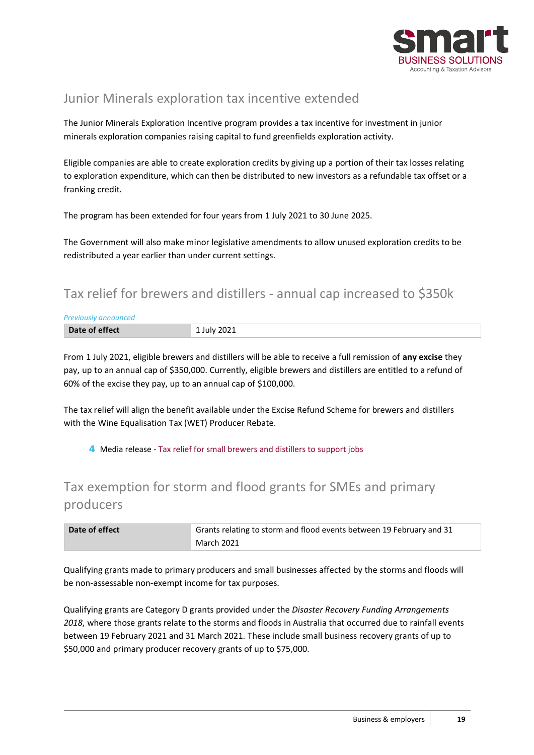## Junior Minerals exploration tax incentive extended

The Junior Minerals Exploration Incentive program provides a tax incentive for investment in junior minerals exploration companies raising capital to fund greenfields exploration activity.

Eligible companies are able to create exploration credits by giving up a portion of their tax losses relating to exploration expenditure, which can then be distributed to new investors as a refundable tax offset or a franking credit.

The program has been extended for four years from 1 July 2021 to 30 June 2025.

The Government will also make minor legislative amendments to allow unused exploration credits to be redistributed a year earlier than under current settings.

## Tax relief for brewers and distillers - annual cap increased to $350k

*Previously announced*

| **Date of effect** | 1 July 2021 |
|---|---|

From 1 July 2021, eligible brewers and distillers will be able to receive a full remission of **any excise** they pay, up to an annual cap of $350,000. Currently, eligible brewers and distillers are entitled to a refund of 60% of the excise they pay, up to an annual cap of $100,000.

The tax relief will align the benefit available under the Excise Refund Scheme for brewers and distillers with the Wine Equalisation Tax (WET) Producer Rebate.

- Media release - Tax relief for small brewers and distillers to support jobs

## Tax exemption for storm and flood grants for SMEs and primary producers

| **Date of effect** | Grants relating to storm and flood events between 19 February and 31 March 2021 |
|---|---|

Qualifying grants made to primary producers and small businesses affected by the storms and floods will be non-assessable non-exempt income for tax purposes.

Qualifying grants are Category D grants provided under the *Disaster Recovery Funding Arrangements 2018*, where those grants relate to the storms and floods in Australia that occurred due to rainfall events between 19 February 2021 and 31 March 2021. These include small business recovery grants of up to $50,000 and primary producer recovery grants of up to $75,000.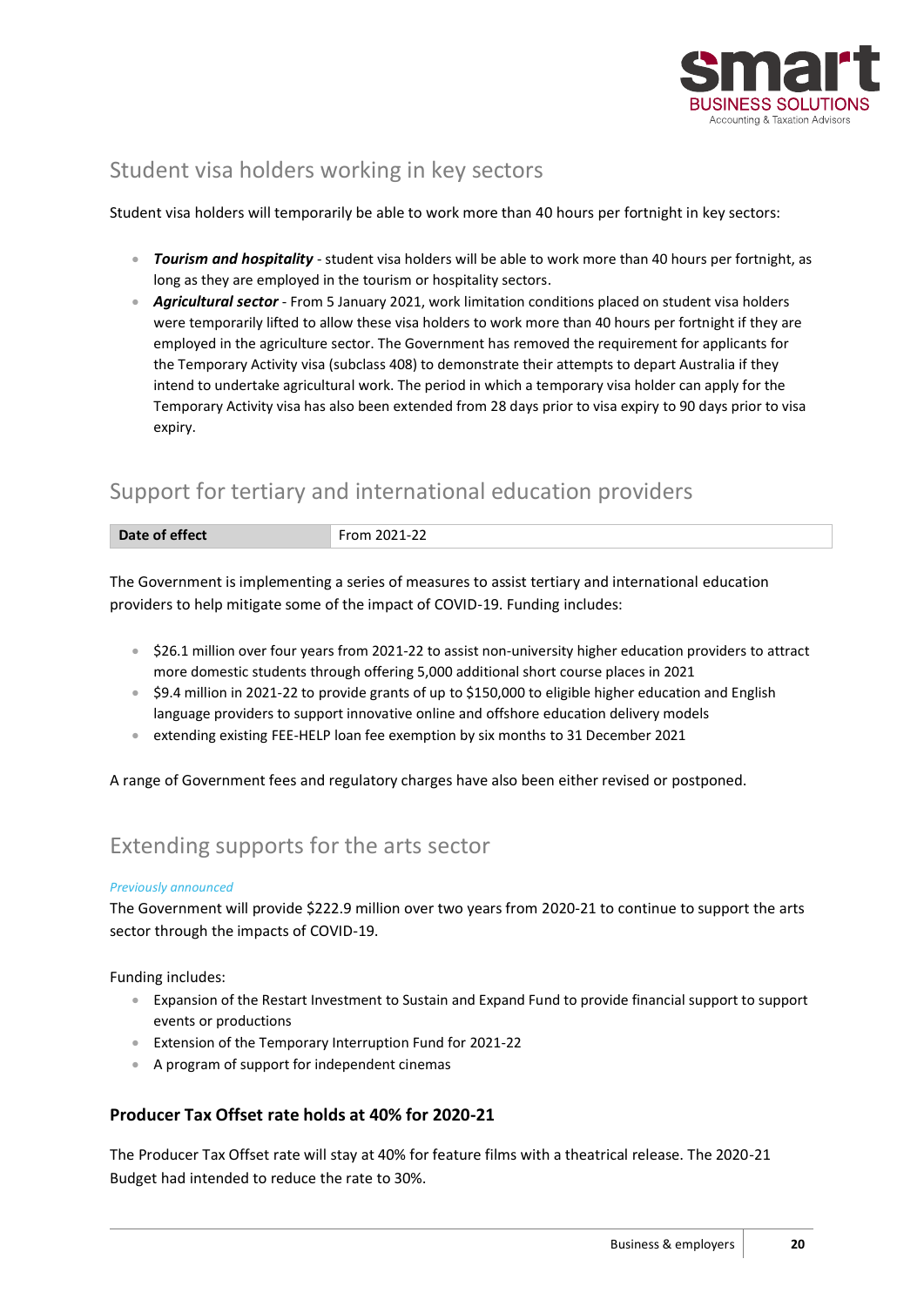## Student visa holders working in key sectors

Student visa holders will temporarily be able to work more than 40 hours per fortnight in key sectors:

- ***Tourism and hospitality*** - student visa holders will be able to work more than 40 hours per fortnight, as long as they are employed in the tourism or hospitality sectors.
- ***Agricultural sector*** - From 5 January 2021, work limitation conditions placed on student visa holders were temporarily lifted to allow these visa holders to work more than 40 hours per fortnight if they are employed in the agriculture sector. The Government has removed the requirement for applicants for the Temporary Activity visa (subclass 408) to demonstrate their attempts to depart Australia if they intend to undertake agricultural work. The period in which a temporary visa holder can apply for the Temporary Activity visa has also been extended from 28 days prior to visa expiry to 90 days prior to visa expiry.

## Support for tertiary and international education providers

| **Date of effect** | From 2021-22 |
|---|---|

The Government is implementing a series of measures to assist tertiary and international education providers to help mitigate some of the impact of COVID-19. Funding includes:

- $26.1 million over four years from 2021-22 to assist non-university higher education providers to attract more domestic students through offering 5,000 additional short course places in 2021
- $9.4 million in 2021-22 to provide grants of up to $150,000 to eligible higher education and English language providers to support innovative online and offshore education delivery models
- extending existing FEE-HELP loan fee exemption by six months to 31 December 2021

A range of Government fees and regulatory charges have also been either revised or postponed.

## Extending supports for the arts sector

*Previously announced*

The Government will provide $222.9 million over two years from 2020-21 to continue to support the arts sector through the impacts of COVID-19.

Funding includes:

- Expansion of the Restart Investment to Sustain and Expand Fund to provide financial support to support events or productions
- Extension of the Temporary Interruption Fund for 2021-22
- A program of support for independent cinemas

### Producer Tax Offset rate holds at 40% for 2020-21

The Producer Tax Offset rate will stay at 40% for feature films with a theatrical release. The 2020-21 Budget had intended to reduce the rate to 30%.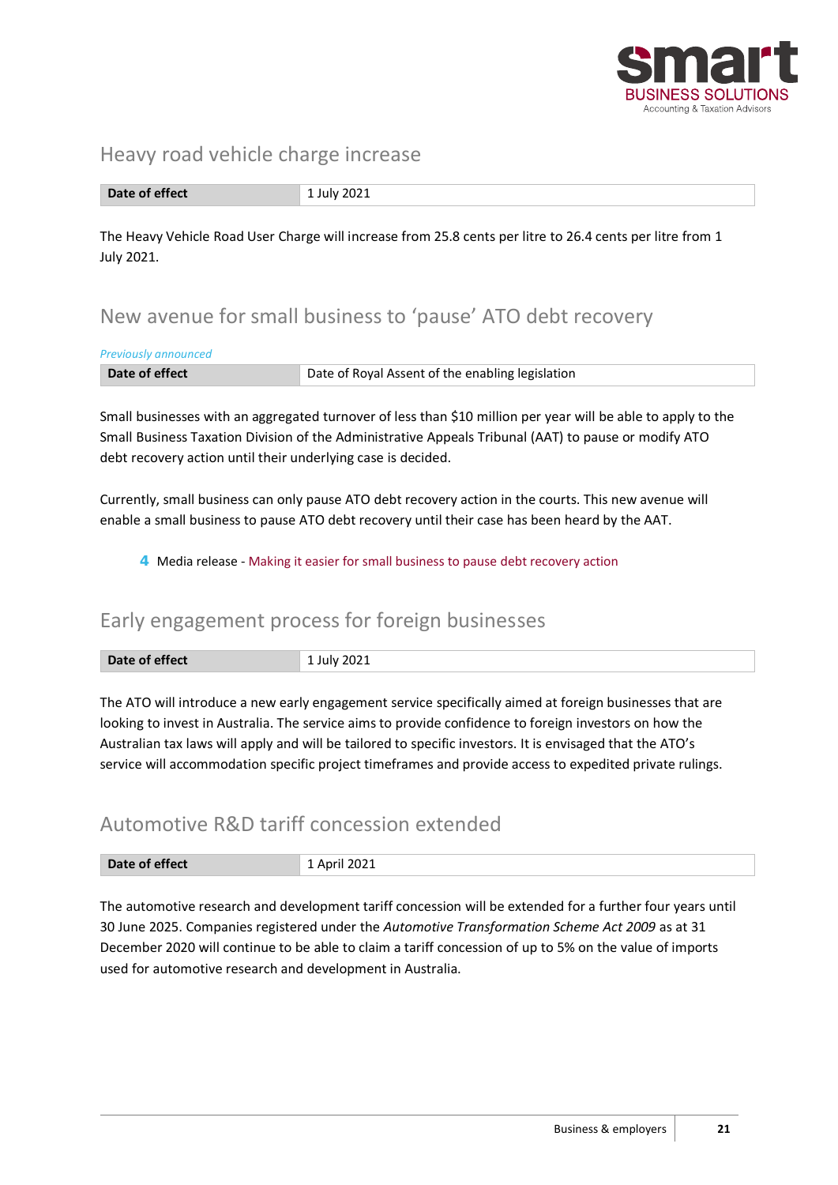## Heavy road vehicle charge increase

| Date of effect | 1 July 2021 |
|---|---|

The Heavy Vehicle Road User Charge will increase from 25.8 cents per litre to 26.4 cents per litre from 1 July 2021.

## New avenue for small business to 'pause' ATO debt recovery

*Previously announced*

| Date of effect | Date of Royal Assent of the enabling legislation |
|---|---|

Small businesses with an aggregated turnover of less than $10 million per year will be able to apply to the Small Business Taxation Division of the Administrative Appeals Tribunal (AAT) to pause or modify ATO debt recovery action until their underlying case is decided.

Currently, small business can only pause ATO debt recovery action in the courts. This new avenue will enable a small business to pause ATO debt recovery until their case has been heard by the AAT.

- Media release - Making it easier for small business to pause debt recovery action

## Early engagement process for foreign businesses

| Date of effect | 1 July 2021 |
|---|---|

The ATO will introduce a new early engagement service specifically aimed at foreign businesses that are looking to invest in Australia. The service aims to provide confidence to foreign investors on how the Australian tax laws will apply and will be tailored to specific investors. It is envisaged that the ATO's service will accommodation specific project timeframes and provide access to expedited private rulings.

## Automotive R&D tariff concession extended

| Date of effect | 1 April 2021 |
|---|---|

The automotive research and development tariff concession will be extended for a further four years until 30 June 2025. Companies registered under the *Automotive Transformation Scheme Act 2009* as at 31 December 2020 will continue to be able to claim a tariff concession of up to 5% on the value of imports used for automotive research and development in Australia.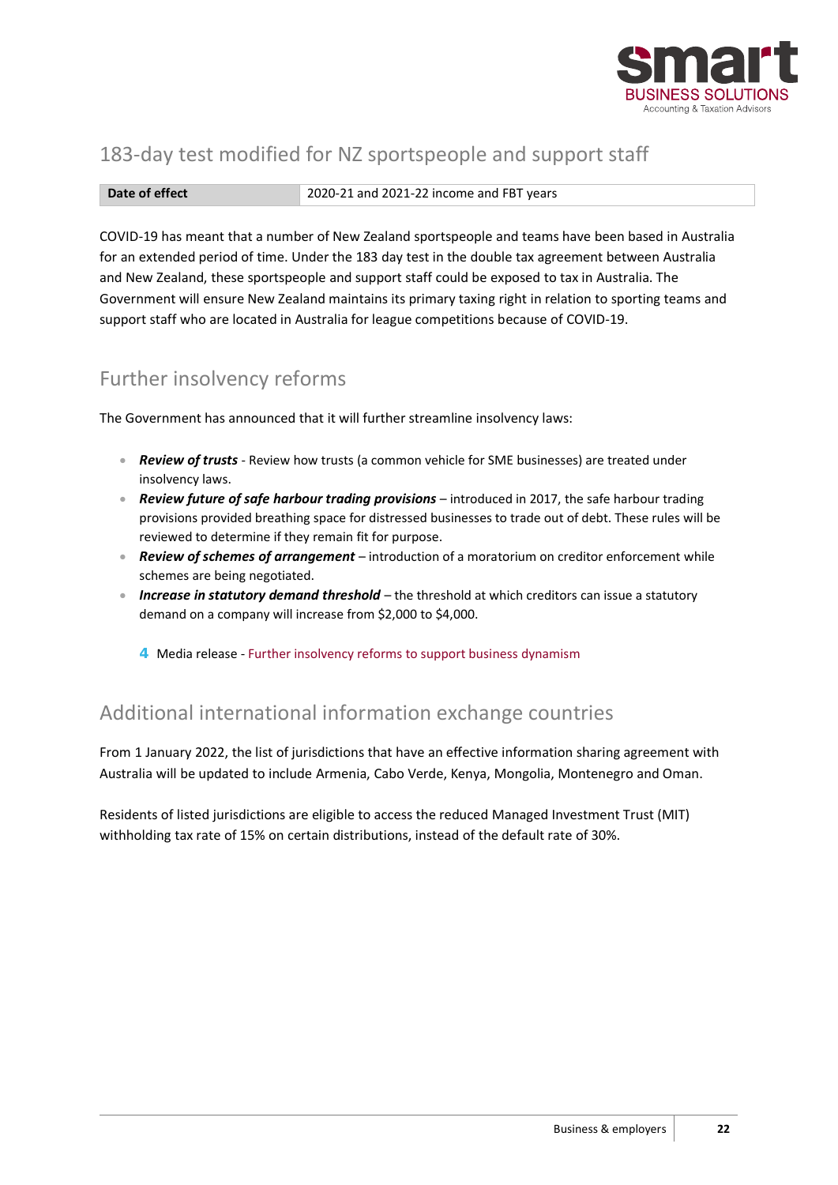## 183-day test modified for NZ sportspeople and support staff

| Date of effect | 2020-21 and 2021-22 income and FBT years |
|---|---|

COVID-19 has meant that a number of New Zealand sportspeople and teams have been based in Australia for an extended period of time. Under the 183 day test in the double tax agreement between Australia and New Zealand, these sportspeople and support staff could be exposed to tax in Australia. The Government will ensure New Zealand maintains its primary taxing right in relation to sporting teams and support staff who are located in Australia for league competitions because of COVID-19.

## Further insolvency reforms

The Government has announced that it will further streamline insolvency laws:

- ***Review of trusts*** - Review how trusts (a common vehicle for SME businesses) are treated under insolvency laws.
- ***Review future of safe harbour trading provisions*** – introduced in 2017, the safe harbour trading provisions provided breathing space for distressed businesses to trade out of debt. These rules will be reviewed to determine if they remain fit for purpose.
- ***Review of schemes of arrangement*** – introduction of a moratorium on creditor enforcement while schemes are being negotiated.
- ***Increase in statutory demand threshold*** – the threshold at which creditors can issue a statutory demand on a company will increase from $2,000 to $4,000.

Media release - Further insolvency reforms to support business dynamism

## Additional international information exchange countries

From 1 January 2022, the list of jurisdictions that have an effective information sharing agreement with Australia will be updated to include Armenia, Cabo Verde, Kenya, Mongolia, Montenegro and Oman.

Residents of listed jurisdictions are eligible to access the reduced Managed Investment Trust (MIT) withholding tax rate of 15% on certain distributions, instead of the default rate of 30%.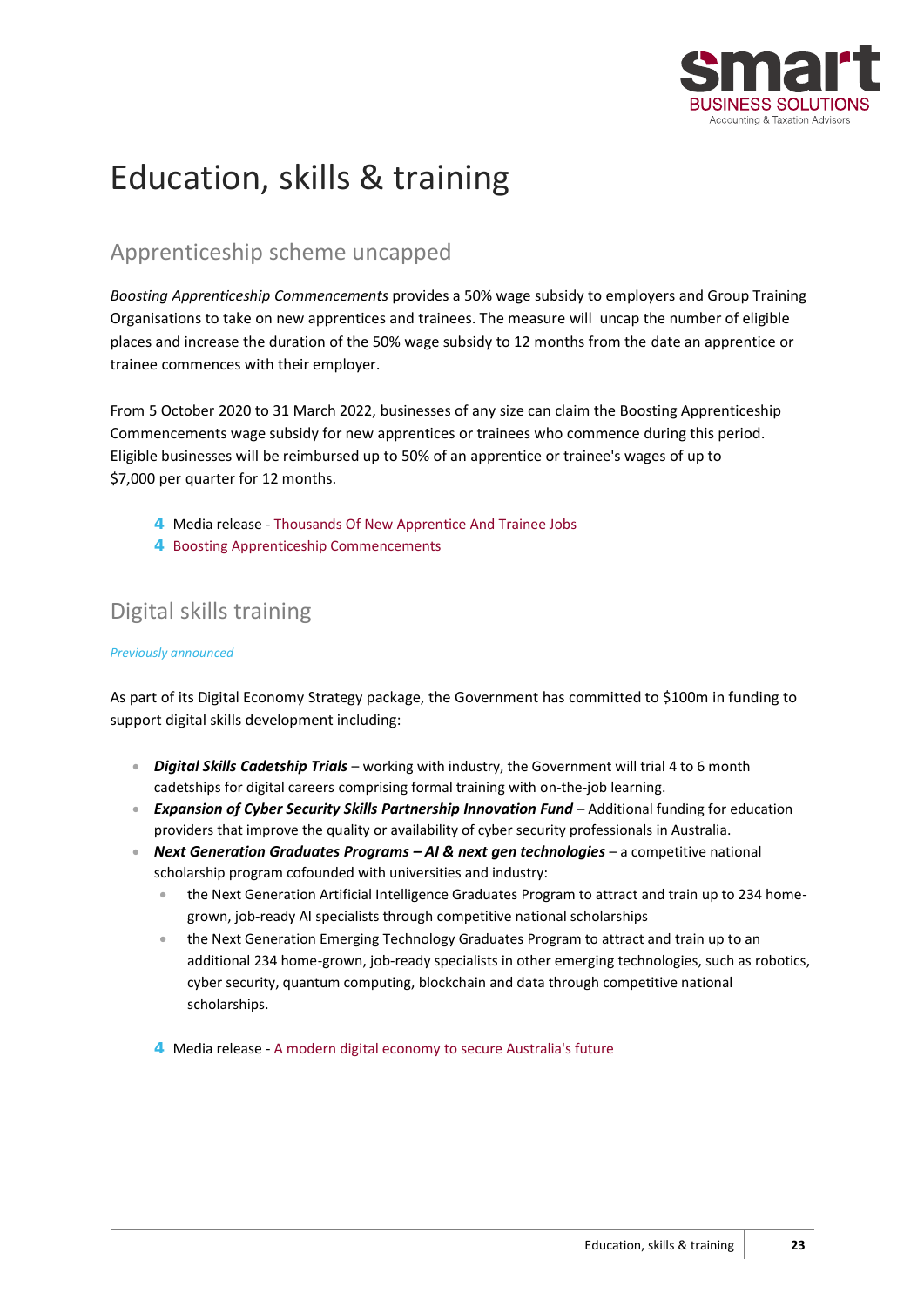# Education, skills & training

## Apprenticeship scheme uncapped

*Boosting Apprenticeship Commencements* provides a 50% wage subsidy to employers and Group Training Organisations to take on new apprentices and trainees. The measure will uncap the number of eligible places and increase the duration of the 50% wage subsidy to 12 months from the date an apprentice or trainee commences with their employer.

From 5 October 2020 to 31 March 2022, businesses of any size can claim the Boosting Apprenticeship Commencements wage subsidy for new apprentices or trainees who commence during this period. Eligible businesses will be reimbursed up to 50% of an apprentice or trainee's wages of up to $7,000 per quarter for 12 months.

- Media release - Thousands Of New Apprentice And Trainee Jobs
- Boosting Apprenticeship Commencements

## Digital skills training

*Previously announced*

As part of its Digital Economy Strategy package, the Government has committed to $100m in funding to support digital skills development including:

- ***Digital Skills Cadetship Trials*** – working with industry, the Government will trial 4 to 6 month cadetships for digital careers comprising formal training with on-the-job learning.
- ***Expansion of Cyber Security Skills Partnership Innovation Fund*** – Additional funding for education providers that improve the quality or availability of cyber security professionals in Australia.
- ***Next Generation Graduates Programs – AI & next gen technologies*** – a competitive national scholarship program cofounded with universities and industry:
  - the Next Generation Artificial Intelligence Graduates Program to attract and train up to 234 home-grown, job-ready AI specialists through competitive national scholarships
  - the Next Generation Emerging Technology Graduates Program to attract and train up to an additional 234 home-grown, job-ready specialists in other emerging technologies, such as robotics, cyber security, quantum computing, blockchain and data through competitive national scholarships.

- Media release - A modern digital economy to secure Australia's future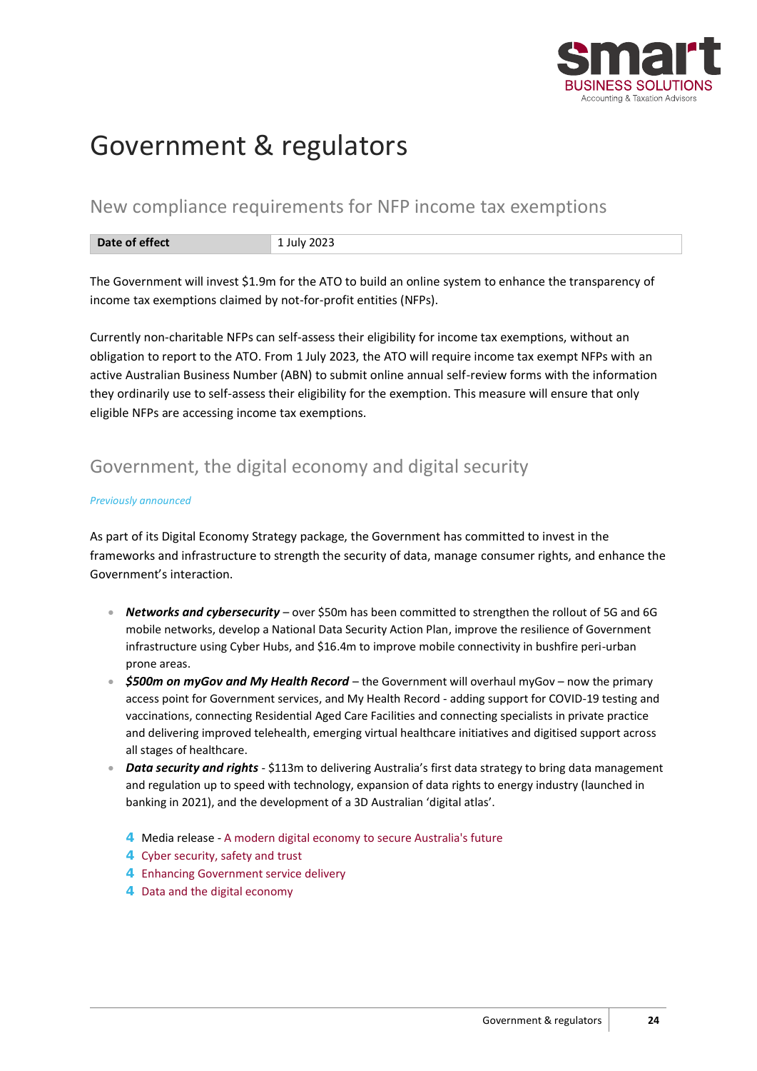# Government & regulators

## New compliance requirements for NFP income tax exemptions

| Date of effect | 1 July 2023 |
| --- | --- |

The Government will invest $1.9m for the ATO to build an online system to enhance the transparency of income tax exemptions claimed by not-for-profit entities (NFPs).

Currently non-charitable NFPs can self-assess their eligibility for income tax exemptions, without an obligation to report to the ATO. From 1 July 2023, the ATO will require income tax exempt NFPs with an active Australian Business Number (ABN) to submit online annual self-review forms with the information they ordinarily use to self-assess their eligibility for the exemption. This measure will ensure that only eligible NFPs are accessing income tax exemptions.

## Government, the digital economy and digital security

*Previously announced*

As part of its Digital Economy Strategy package, the Government has committed to invest in the frameworks and infrastructure to strength the security of data, manage consumer rights, and enhance the Government's interaction.

- ***Networks and cybersecurity*** – over $50m has been committed to strengthen the rollout of 5G and 6G mobile networks, develop a National Data Security Action Plan, improve the resilience of Government infrastructure using Cyber Hubs, and $16.4m to improve mobile connectivity in bushfire peri-urban prone areas.
- ***$500m on myGov and My Health Record*** – the Government will overhaul myGov – now the primary access point for Government services, and My Health Record - adding support for COVID-19 testing and vaccinations, connecting Residential Aged Care Facilities and connecting specialists in private practice and delivering improved telehealth, emerging virtual healthcare initiatives and digitised support across all stages of healthcare.
- ***Data security and rights*** - $113m to delivering Australia's first data strategy to bring data management and regulation up to speed with technology, expansion of data rights to energy industry (launched in banking in 2021), and the development of a 3D Australian 'digital atlas'.

  - Media release - A modern digital economy to secure Australia's future
  - Cyber security, safety and trust
  - Enhancing Government service delivery
  - Data and the digital economy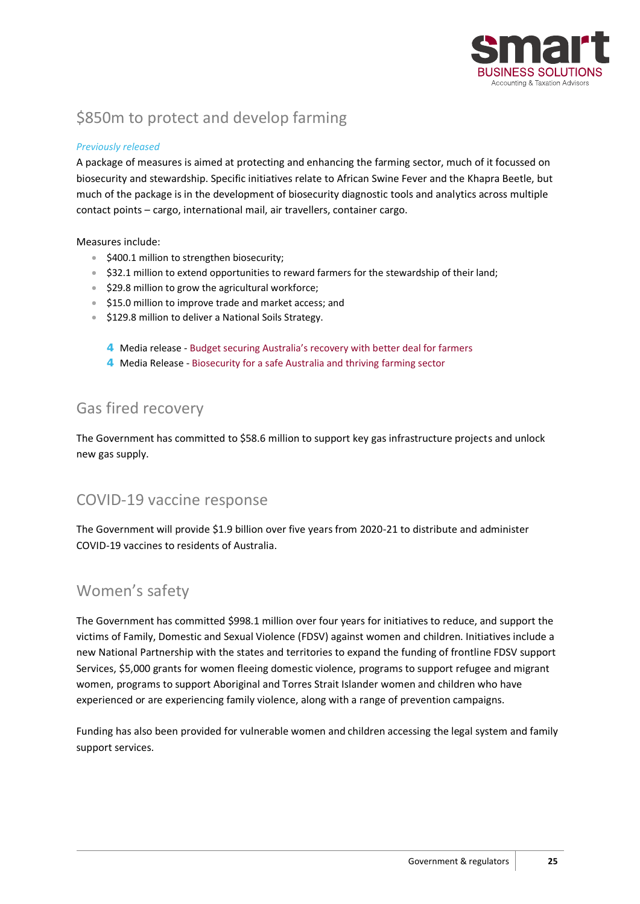## $850m to protect and develop farming

*Previously released*

A package of measures is aimed at protecting and enhancing the farming sector, much of it focussed on biosecurity and stewardship. Specific initiatives relate to African Swine Fever and the Khapra Beetle, but much of the package is in the development of biosecurity diagnostic tools and analytics across multiple contact points – cargo, international mail, air travellers, container cargo.

Measures include:

- $400.1 million to strengthen biosecurity;
- $32.1 million to extend opportunities to reward farmers for the stewardship of their land;
- $29.8 million to grow the agricultural workforce;
- $15.0 million to improve trade and market access; and
- $129.8 million to deliver a National Soils Strategy.

  - Media release - Budget securing Australia's recovery with better deal for farmers
  - Media Release - Biosecurity for a safe Australia and thriving farming sector

## Gas fired recovery

The Government has committed to $58.6 million to support key gas infrastructure projects and unlock new gas supply.

## COVID-19 vaccine response

The Government will provide $1.9 billion over five years from 2020-21 to distribute and administer COVID-19 vaccines to residents of Australia.

## Women's safety

The Government has committed $998.1 million over four years for initiatives to reduce, and support the victims of Family, Domestic and Sexual Violence (FDSV) against women and children. Initiatives include a new National Partnership with the states and territories to expand the funding of frontline FDSV support Services, $5,000 grants for women fleeing domestic violence, programs to support refugee and migrant women, programs to support Aboriginal and Torres Strait Islander women and children who have experienced or are experiencing family violence, along with a range of prevention campaigns.

Funding has also been provided for vulnerable women and children accessing the legal system and family support services.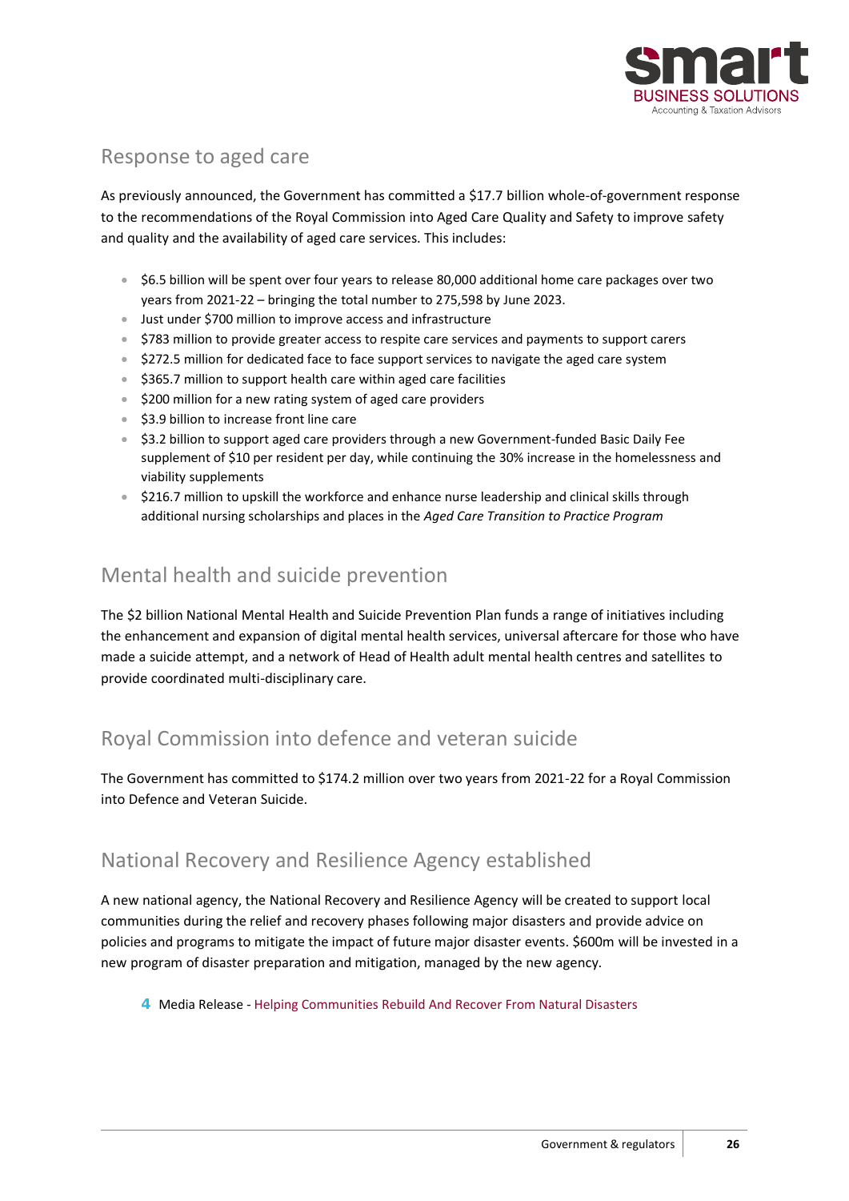## Response to aged care

As previously announced, the Government has committed a $17.7 billion whole-of-government response to the recommendations of the Royal Commission into Aged Care Quality and Safety to improve safety and quality and the availability of aged care services. This includes:

- $6.5 billion will be spent over four years to release 80,000 additional home care packages over two years from 2021-22 – bringing the total number to 275,598 by June 2023.
- Just under $700 million to improve access and infrastructure
- $783 million to provide greater access to respite care services and payments to support carers
- $272.5 million for dedicated face to face support services to navigate the aged care system
- $365.7 million to support health care within aged care facilities
- $200 million for a new rating system of aged care providers
- $3.9 billion to increase front line care
- $3.2 billion to support aged care providers through a new Government-funded Basic Daily Fee supplement of $10 per resident per day, while continuing the 30% increase in the homelessness and viability supplements
- $216.7 million to upskill the workforce and enhance nurse leadership and clinical skills through additional nursing scholarships and places in the *Aged Care Transition to Practice Program*

## Mental health and suicide prevention

The $2 billion National Mental Health and Suicide Prevention Plan funds a range of initiatives including the enhancement and expansion of digital mental health services, universal aftercare for those who have made a suicide attempt, and a network of Head of Health adult mental health centres and satellites to provide coordinated multi-disciplinary care.

## Royal Commission into defence and veteran suicide

The Government has committed to $174.2 million over two years from 2021-22 for a Royal Commission into Defence and Veteran Suicide.

## National Recovery and Resilience Agency established

A new national agency, the National Recovery and Resilience Agency will be created to support local communities during the relief and recovery phases following major disasters and provide advice on policies and programs to mitigate the impact of future major disaster events. $600m will be invested in a new program of disaster preparation and mitigation, managed by the new agency.

Media Release - Helping Communities Rebuild And Recover From Natural Disasters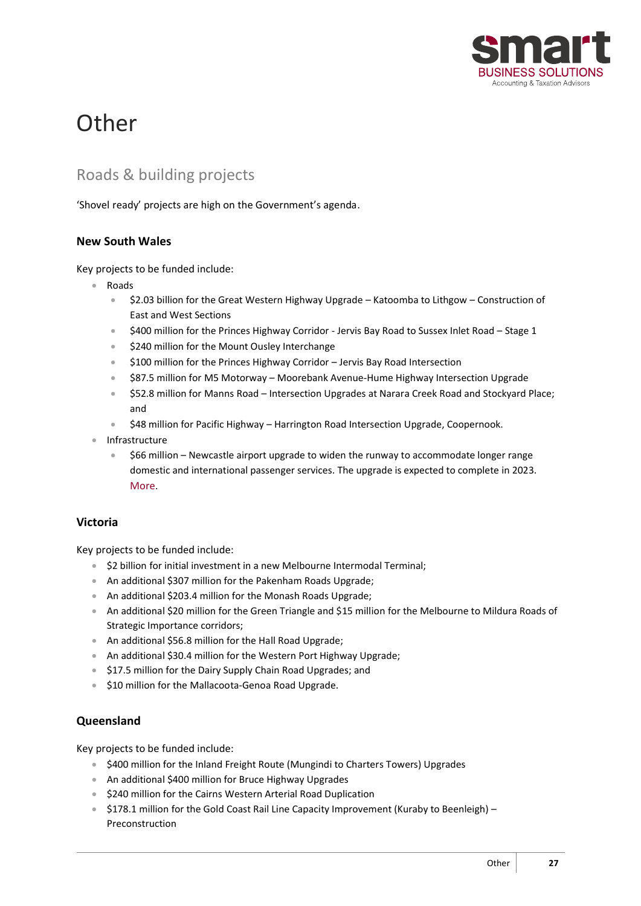# Other

## Roads & building projects

'Shovel ready' projects are high on the Government's agenda.

### New South Wales

Key projects to be funded include:

- Roads
  - $2.03 billion for the Great Western Highway Upgrade – Katoomba to Lithgow – Construction of East and West Sections
  - $400 million for the Princes Highway Corridor - Jervis Bay Road to Sussex Inlet Road – Stage 1
  - $240 million for the Mount Ousley Interchange
  - $100 million for the Princes Highway Corridor – Jervis Bay Road Intersection
  - $87.5 million for M5 Motorway – Moorebank Avenue-Hume Highway Intersection Upgrade
  - $52.8 million for Manns Road – Intersection Upgrades at Narara Creek Road and Stockyard Place; and
  - $48 million for Pacific Highway – Harrington Road Intersection Upgrade, Coopernook.
- Infrastructure
  - $66 million – Newcastle airport upgrade to widen the runway to accommodate longer range domestic and international passenger services. The upgrade is expected to complete in 2023. More.

### Victoria

Key projects to be funded include:

- $2 billion for initial investment in a new Melbourne Intermodal Terminal;
- An additional $307 million for the Pakenham Roads Upgrade;
- An additional $203.4 million for the Monash Roads Upgrade;
- An additional $20 million for the Green Triangle and $15 million for the Melbourne to Mildura Roads of Strategic Importance corridors;
- An additional $56.8 million for the Hall Road Upgrade;
- An additional $30.4 million for the Western Port Highway Upgrade;
- $17.5 million for the Dairy Supply Chain Road Upgrades; and
- $10 million for the Mallacoota-Genoa Road Upgrade.

### Queensland

Key projects to be funded include:

- $400 million for the Inland Freight Route (Mungindi to Charters Towers) Upgrades
- An additional $400 million for Bruce Highway Upgrades
- $240 million for the Cairns Western Arterial Road Duplication
- $178.1 million for the Gold Coast Rail Line Capacity Improvement (Kuraby to Beenleigh) – Preconstruction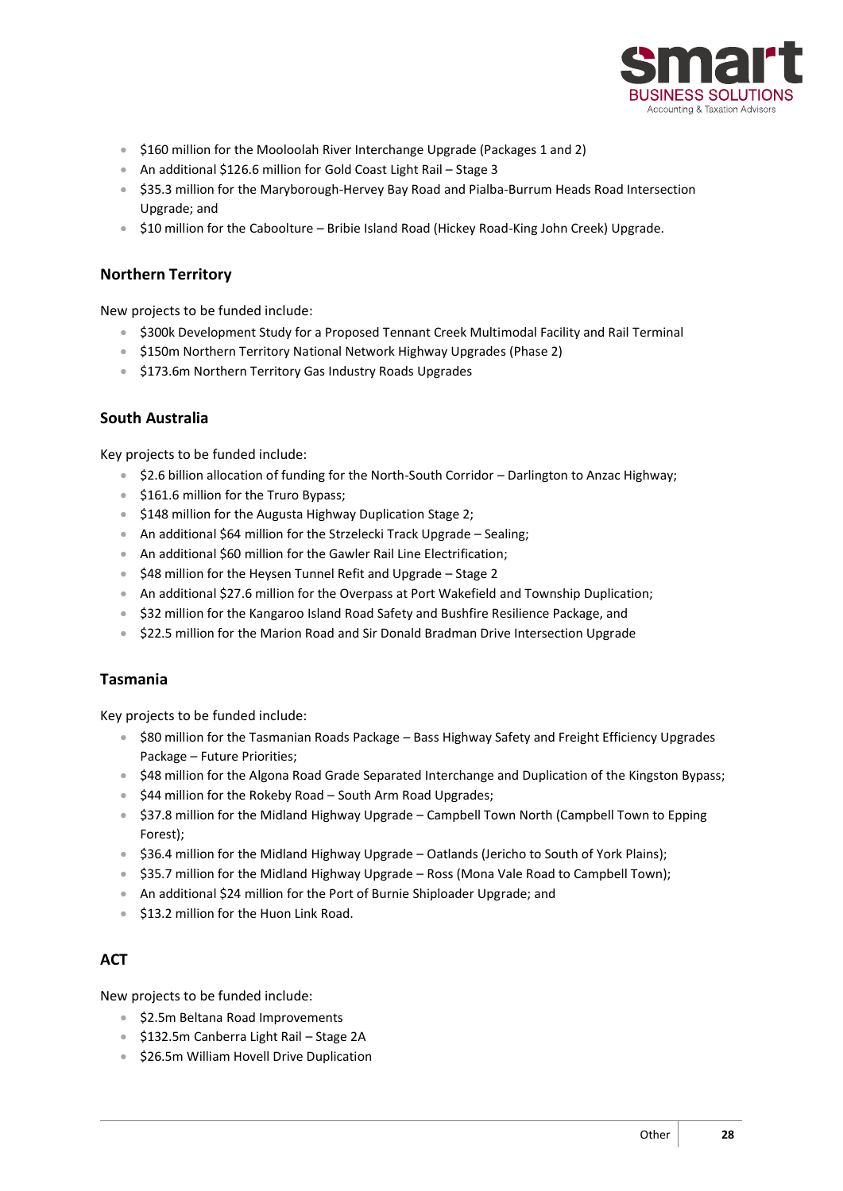- $160 million for the Mooloolah River Interchange Upgrade (Packages 1 and 2)
- An additional $126.6 million for Gold Coast Light Rail – Stage 3
- $35.3 million for the Maryborough-Hervey Bay Road and Pialba-Burrum Heads Road Intersection Upgrade; and
- $10 million for the Caboolture – Bribie Island Road (Hickey Road-King John Creek) Upgrade.

### Northern Territory

New projects to be funded include:

- $300k Development Study for a Proposed Tennant Creek Multimodal Facility and Rail Terminal
- $150m Northern Territory National Network Highway Upgrades (Phase 2)
- $173.6m Northern Territory Gas Industry Roads Upgrades

### South Australia

Key projects to be funded include:

- $2.6 billion allocation of funding for the North-South Corridor – Darlington to Anzac Highway;
- $161.6 million for the Truro Bypass;
- $148 million for the Augusta Highway Duplication Stage 2;
- An additional $64 million for the Strzelecki Track Upgrade – Sealing;
- An additional $60 million for the Gawler Rail Line Electrification;
- $48 million for the Heysen Tunnel Refit and Upgrade – Stage 2
- An additional $27.6 million for the Overpass at Port Wakefield and Township Duplication;
- $32 million for the Kangaroo Island Road Safety and Bushfire Resilience Package, and
- $22.5 million for the Marion Road and Sir Donald Bradman Drive Intersection Upgrade

### Tasmania

Key projects to be funded include:

- $80 million for the Tasmanian Roads Package – Bass Highway Safety and Freight Efficiency Upgrades Package – Future Priorities;
- $48 million for the Algona Road Grade Separated Interchange and Duplication of the Kingston Bypass;
- $44 million for the Rokeby Road – South Arm Road Upgrades;
- $37.8 million for the Midland Highway Upgrade – Campbell Town North (Campbell Town to Epping Forest);
- $36.4 million for the Midland Highway Upgrade – Oatlands (Jericho to South of York Plains);
- $35.7 million for the Midland Highway Upgrade – Ross (Mona Vale Road to Campbell Town);
- An additional $24 million for the Port of Burnie Shiploader Upgrade; and
- $13.2 million for the Huon Link Road.

### ACT

New projects to be funded include:

- $2.5m Beltana Road Improvements
- $132.5m Canberra Light Rail – Stage 2A
- $26.5m William Hovell Drive Duplication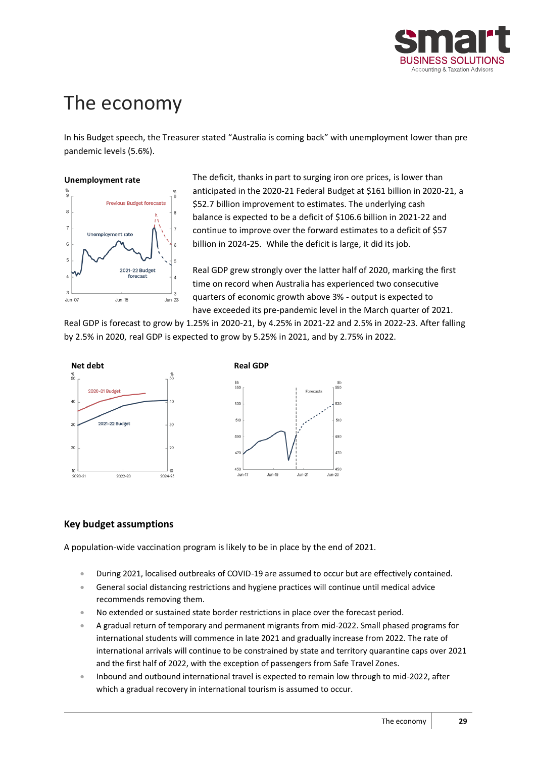# The economy

In his Budget speech, the Treasurer stated “Australia is coming back” with unemployment lower than pre pandemic levels (5.6%).

**Unemployment rate**

The deficit, thanks in part to surging iron ore prices, is lower than anticipated in the 2020-21 Federal Budget at $161 billion in 2020-21, a $52.7 billion improvement to estimates. The underlying cash balance is expected to be a deficit of $106.6 billion in 2021-22 and continue to improve over the forward estimates to a deficit of $57 billion in 2024-25. While the deficit is large, it did its job.

Real GDP grew strongly over the latter half of 2020, marking the first time on record when Australia has experienced two consecutive quarters of economic growth above 3% - output is expected to have exceeded its pre-pandemic level in the March quarter of 2021. Real GDP is forecast to grow by 1.25% in 2020-21, by 4.25% in 2021-22 and 2.5% in 2022-23. After falling by 2.5% in 2020, real GDP is expected to grow by 5.25% in 2021, and by 2.75% in 2022.

**Net debt**

**Real GDP**

## Key budget assumptions

A population-wide vaccination program is likely to be in place by the end of 2021.

- During 2021, localised outbreaks of COVID-19 are assumed to occur but are effectively contained.
- General social distancing restrictions and hygiene practices will continue until medical advice recommends removing them.
- No extended or sustained state border restrictions in place over the forecast period.
- A gradual return of temporary and permanent migrants from mid-2022. Small phased programs for international students will commence in late 2021 and gradually increase from 2022. The rate of international arrivals will continue to be constrained by state and territory quarantine caps over 2021 and the first half of 2022, with the exception of passengers from Safe Travel Zones.
- Inbound and outbound international travel is expected to remain low through to mid-2022, after which a gradual recovery in international tourism is assumed to occur.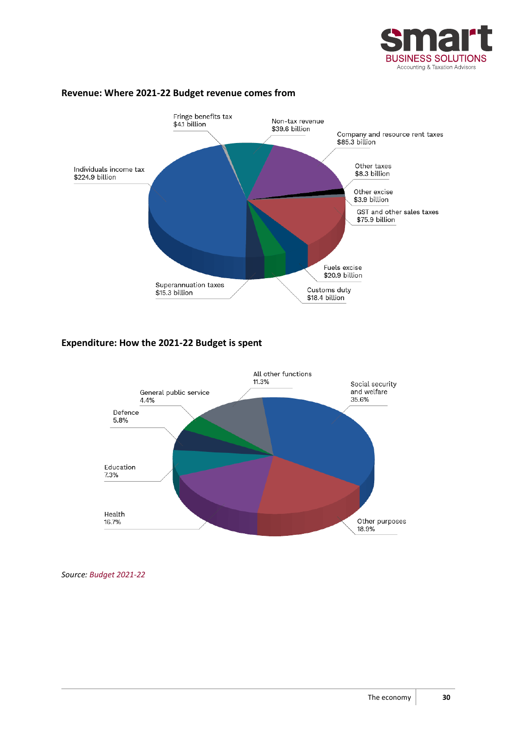## Revenue: Where 2021-22 Budget revenue comes from

Fringe benefits tax
$4.1 billion

Non-tax revenue
$39.6 billion

Company and resource rent taxes
$85.3 billion

Other taxes
$8.3 billion

Other excise
$3.9 billion

GST and other sales taxes
$75.9 billion

Fuels excise
$20.9 billion

Customs duty
$18.4 billion

Superannuation taxes
$15.3 billion

Individuals income tax
$224.9 billion

## Expenditure: How the 2021-22 Budget is spent

All other functions
11.3%

Social security and welfare
35.6%

General public service
4.4%

Defence
5.8%

Education
7.3%

Health
16.7%

Other purposes
18.9%

*Source: Budget 2021-22*